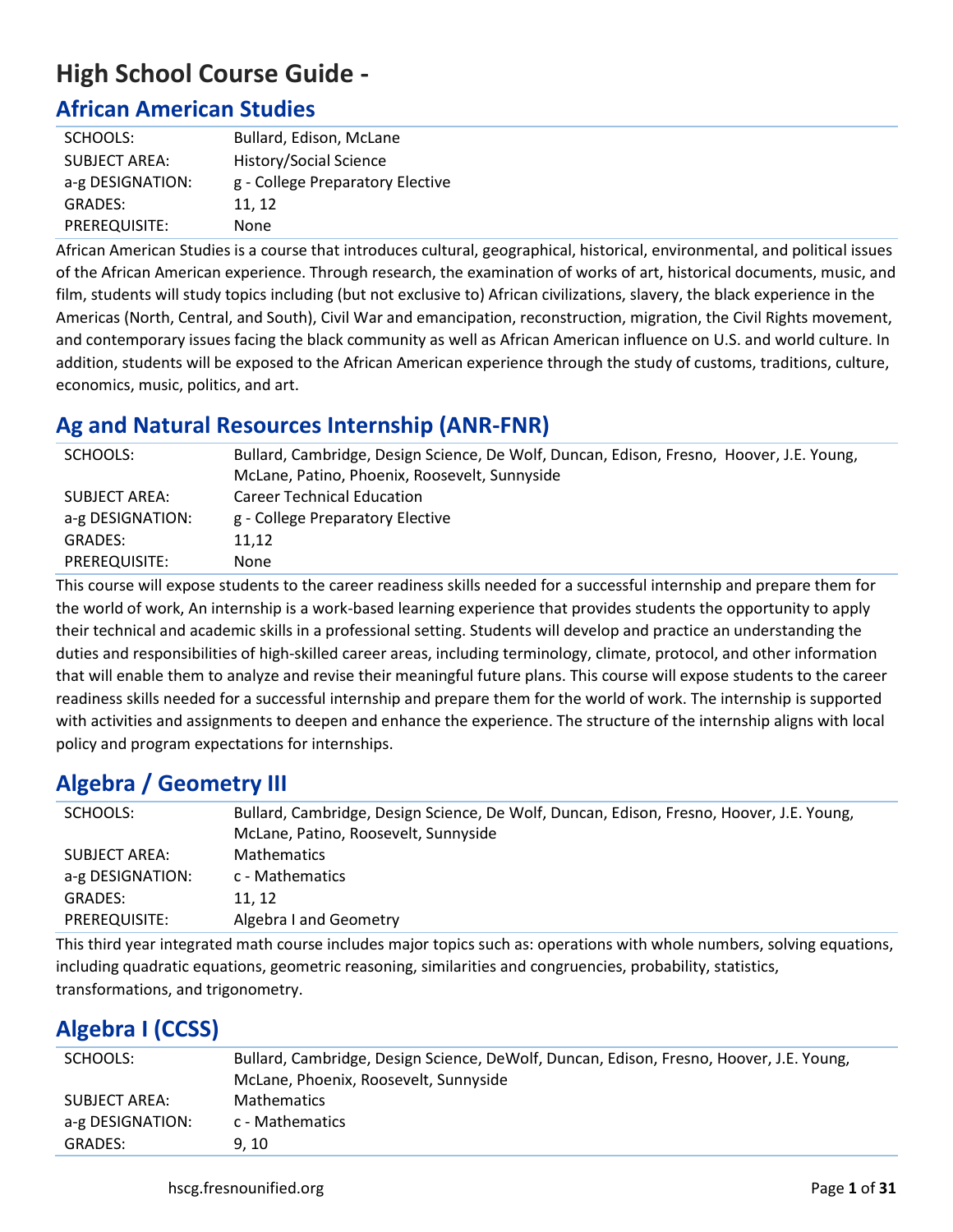# High School Course Guide -

## African American Studies

| | |
|---|---|
| SCHOOLS: | Bullard, Edison, McLane |
| SUBJECT AREA: | History/Social Science |
| a-g DESIGNATION: | g - College Preparatory Elective |
| GRADES: | 11, 12 |
| PREREQUISITE: | None |

African American Studies is a course that introduces cultural, geographical, historical, environmental, and political issues of the African American experience. Through research, the examination of works of art, historical documents, music, and film, students will study topics including (but not exclusive to) African civilizations, slavery, the black experience in the Americas (North, Central, and South), Civil War and emancipation, reconstruction, migration, the Civil Rights movement, and contemporary issues facing the black community as well as African American influence on U.S. and world culture. In addition, students will be exposed to the African American experience through the study of customs, traditions, culture, economics, music, politics, and art.

## Ag and Natural Resources Internship (ANR-FNR)

| | |
|---|---|
| SCHOOLS: | Bullard, Cambridge, Design Science, De Wolf, Duncan, Edison, Fresno, Hoover, J.E. Young, McLane, Patino, Phoenix, Roosevelt, Sunnyside |
| SUBJECT AREA: | Career Technical Education |
| a-g DESIGNATION: | g - College Preparatory Elective |
| GRADES: | 11,12 |
| PREREQUISITE: | None |

This course will expose students to the career readiness skills needed for a successful internship and prepare them for the world of work, An internship is a work-based learning experience that provides students the opportunity to apply their technical and academic skills in a professional setting. Students will develop and practice an understanding the duties and responsibilities of high-skilled career areas, including terminology, climate, protocol, and other information that will enable them to analyze and revise their meaningful future plans. This course will expose students to the career readiness skills needed for a successful internship and prepare them for the world of work. The internship is supported with activities and assignments to deepen and enhance the experience. The structure of the internship aligns with local policy and program expectations for internships.

## Algebra / Geometry III

| | |
|---|---|
| SCHOOLS: | Bullard, Cambridge, Design Science, De Wolf, Duncan, Edison, Fresno, Hoover, J.E. Young, McLane, Patino, Roosevelt, Sunnyside |
| SUBJECT AREA: | Mathematics |
| a-g DESIGNATION: | c - Mathematics |
| GRADES: | 11, 12 |
| PREREQUISITE: | Algebra I and Geometry |

This third year integrated math course includes major topics such as: operations with whole numbers, solving equations, including quadratic equations, geometric reasoning, similarities and congruencies, probability, statistics, transformations, and trigonometry.

## Algebra I (CCSS)

| | |
|---|---|
| SCHOOLS: | Bullard, Cambridge, Design Science, DeWolf, Duncan, Edison, Fresno, Hoover, J.E. Young, McLane, Phoenix, Roosevelt, Sunnyside |
| SUBJECT AREA: | Mathematics |
| a-g DESIGNATION: | c - Mathematics |
| GRADES: | 9, 10 |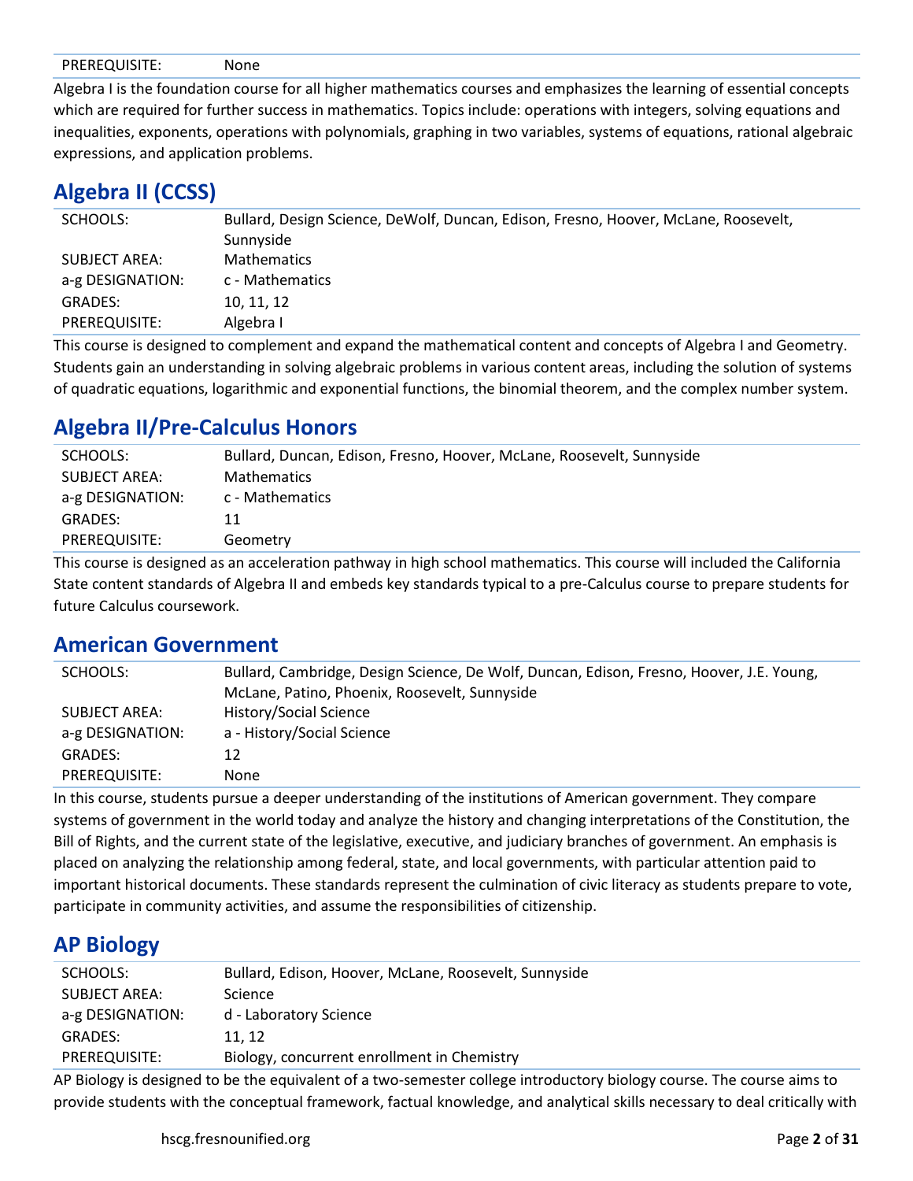| | |
|---|---|
| PREREQUISITE: | None |

Algebra I is the foundation course for all higher mathematics courses and emphasizes the learning of essential concepts which are required for further success in mathematics. Topics include: operations with integers, solving equations and inequalities, exponents, operations with polynomials, graphing in two variables, systems of equations, rational algebraic expressions, and application problems.

## Algebra II (CCSS)

| | |
|---|---|
| SCHOOLS: | Bullard, Design Science, DeWolf, Duncan, Edison, Fresno, Hoover, McLane, Roosevelt, Sunnyside |
| SUBJECT AREA: | Mathematics |
| a-g DESIGNATION: | c - Mathematics |
| GRADES: | 10, 11, 12 |
| PREREQUISITE: | Algebra I |

This course is designed to complement and expand the mathematical content and concepts of Algebra I and Geometry. Students gain an understanding in solving algebraic problems in various content areas, including the solution of systems of quadratic equations, logarithmic and exponential functions, the binomial theorem, and the complex number system.

## Algebra II/Pre-Calculus Honors

| | |
|---|---|
| SCHOOLS: | Bullard, Duncan, Edison, Fresno, Hoover, McLane, Roosevelt, Sunnyside |
| SUBJECT AREA: | Mathematics |
| a-g DESIGNATION: | c - Mathematics |
| GRADES: | 11 |
| PREREQUISITE: | Geometry |

This course is designed as an acceleration pathway in high school mathematics. This course will included the California State content standards of Algebra II and embeds key standards typical to a pre-Calculus course to prepare students for future Calculus coursework.

## American Government

| | |
|---|---|
| SCHOOLS: | Bullard, Cambridge, Design Science, De Wolf, Duncan, Edison, Fresno, Hoover, J.E. Young, McLane, Patino, Phoenix, Roosevelt, Sunnyside |
| SUBJECT AREA: | History/Social Science |
| a-g DESIGNATION: | a - History/Social Science |
| GRADES: | 12 |
| PREREQUISITE: | None |

In this course, students pursue a deeper understanding of the institutions of American government. They compare systems of government in the world today and analyze the history and changing interpretations of the Constitution, the Bill of Rights, and the current state of the legislative, executive, and judiciary branches of government. An emphasis is placed on analyzing the relationship among federal, state, and local governments, with particular attention paid to important historical documents. These standards represent the culmination of civic literacy as students prepare to vote, participate in community activities, and assume the responsibilities of citizenship.

## AP Biology

| | |
|---|---|
| SCHOOLS: | Bullard, Edison, Hoover, McLane, Roosevelt, Sunnyside |
| SUBJECT AREA: | Science |
| a-g DESIGNATION: | d - Laboratory Science |
| GRADES: | 11, 12 |
| PREREQUISITE: | Biology, concurrent enrollment in Chemistry |

AP Biology is designed to be the equivalent of a two-semester college introductory biology course. The course aims to provide students with the conceptual framework, factual knowledge, and analytical skills necessary to deal critically with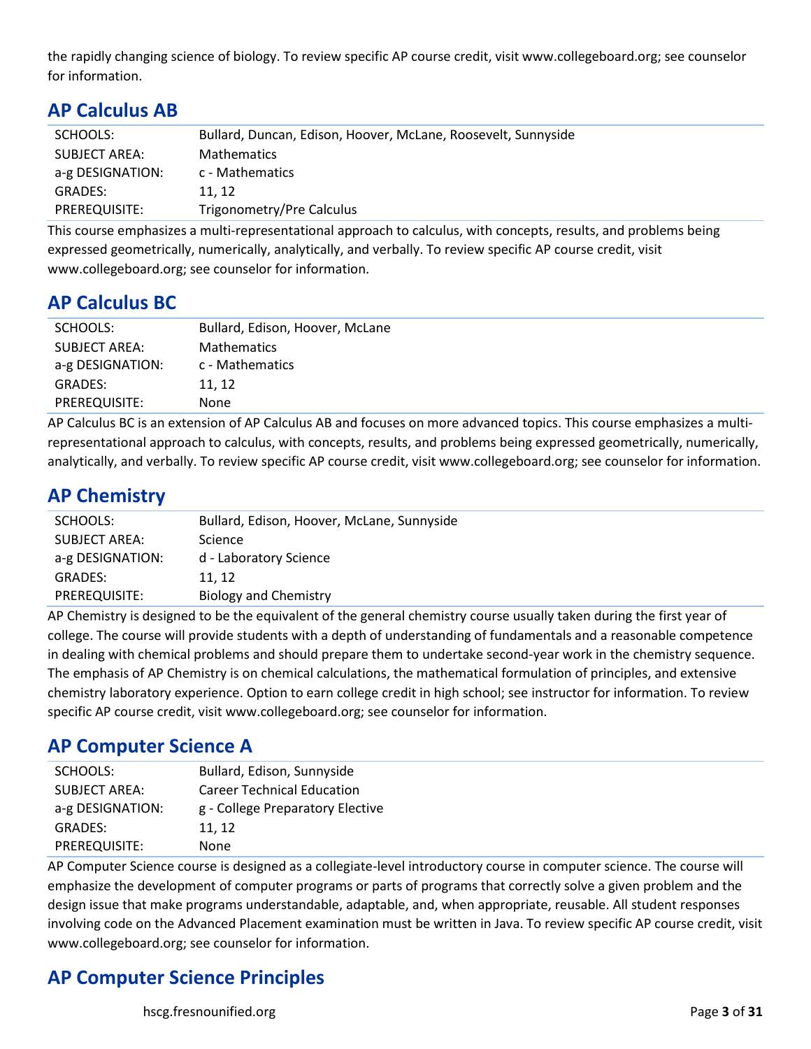the rapidly changing science of biology. To review specific AP course credit, visit www.collegeboard.org; see counselor for information.

## AP Calculus AB

| | |
|---|---|
| SCHOOLS: | Bullard, Duncan, Edison, Hoover, McLane, Roosevelt, Sunnyside |
| SUBJECT AREA: | Mathematics |
| a-g DESIGNATION: | c - Mathematics |
| GRADES: | 11, 12 |
| PREREQUISITE: | Trigonometry/Pre Calculus |

This course emphasizes a multi-representational approach to calculus, with concepts, results, and problems being expressed geometrically, numerically, analytically, and verbally. To review specific AP course credit, visit www.collegeboard.org; see counselor for information.

## AP Calculus BC

| | |
|---|---|
| SCHOOLS: | Bullard, Edison, Hoover, McLane |
| SUBJECT AREA: | Mathematics |
| a-g DESIGNATION: | c - Mathematics |
| GRADES: | 11, 12 |
| PREREQUISITE: | None |

AP Calculus BC is an extension of AP Calculus AB and focuses on more advanced topics. This course emphasizes a multi-representational approach to calculus, with concepts, results, and problems being expressed geometrically, numerically, analytically, and verbally. To review specific AP course credit, visit www.collegeboard.org; see counselor for information.

## AP Chemistry

| | |
|---|---|
| SCHOOLS: | Bullard, Edison, Hoover, McLane, Sunnyside |
| SUBJECT AREA: | Science |
| a-g DESIGNATION: | d - Laboratory Science |
| GRADES: | 11, 12 |
| PREREQUISITE: | Biology and Chemistry |

AP Chemistry is designed to be the equivalent of the general chemistry course usually taken during the first year of college. The course will provide students with a depth of understanding of fundamentals and a reasonable competence in dealing with chemical problems and should prepare them to undertake second-year work in the chemistry sequence. The emphasis of AP Chemistry is on chemical calculations, the mathematical formulation of principles, and extensive chemistry laboratory experience. Option to earn college credit in high school; see instructor for information. To review specific AP course credit, visit www.collegeboard.org; see counselor for information.

## AP Computer Science A

| | |
|---|---|
| SCHOOLS: | Bullard, Edison, Sunnyside |
| SUBJECT AREA: | Career Technical Education |
| a-g DESIGNATION: | g - College Preparatory Elective |
| GRADES: | 11, 12 |
| PREREQUISITE: | None |

AP Computer Science course is designed as a collegiate-level introductory course in computer science. The course will emphasize the development of computer programs or parts of programs that correctly solve a given problem and the design issue that make programs understandable, adaptable, and, when appropriate, reusable. All student responses involving code on the Advanced Placement examination must be written in Java. To review specific AP course credit, visit www.collegeboard.org; see counselor for information.

## AP Computer Science Principles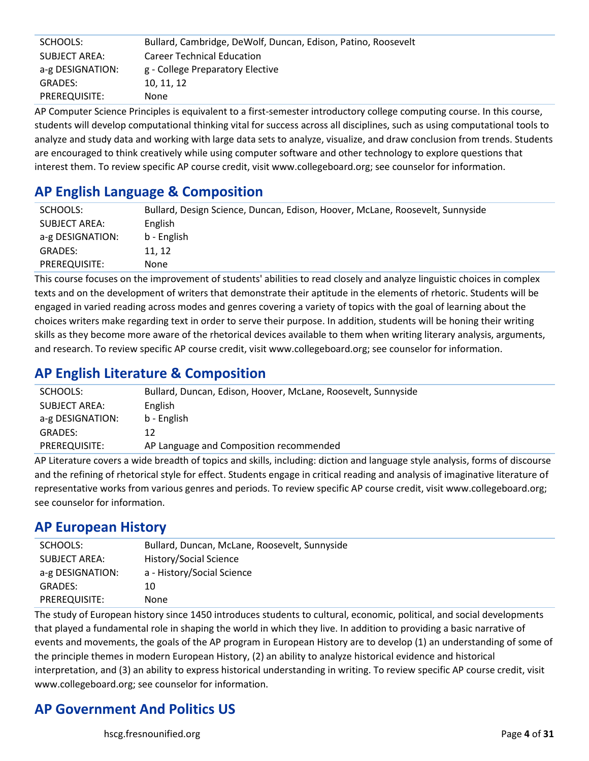| | |
|---|---|
| SCHOOLS: | Bullard, Cambridge, DeWolf, Duncan, Edison, Patino, Roosevelt |
| SUBJECT AREA: | Career Technical Education |
| a-g DESIGNATION: | g - College Preparatory Elective |
| GRADES: | 10, 11, 12 |
| PREREQUISITE: | None |

AP Computer Science Principles is equivalent to a first-semester introductory college computing course. In this course, students will develop computational thinking vital for success across all disciplines, such as using computational tools to analyze and study data and working with large data sets to analyze, visualize, and draw conclusion from trends. Students are encouraged to think creatively while using computer software and other technology to explore questions that interest them. To review specific AP course credit, visit www.collegeboard.org; see counselor for information.

## AP English Language & Composition

| | |
|---|---|
| SCHOOLS: | Bullard, Design Science, Duncan, Edison, Hoover, McLane, Roosevelt, Sunnyside |
| SUBJECT AREA: | English |
| a-g DESIGNATION: | b - English |
| GRADES: | 11, 12 |
| PREREQUISITE: | None |

This course focuses on the improvement of students' abilities to read closely and analyze linguistic choices in complex texts and on the development of writers that demonstrate their aptitude in the elements of rhetoric. Students will be engaged in varied reading across modes and genres covering a variety of topics with the goal of learning about the choices writers make regarding text in order to serve their purpose. In addition, students will be honing their writing skills as they become more aware of the rhetorical devices available to them when writing literary analysis, arguments, and research. To review specific AP course credit, visit www.collegeboard.org; see counselor for information.

## AP English Literature & Composition

| | |
|---|---|
| SCHOOLS: | Bullard, Duncan, Edison, Hoover, McLane, Roosevelt, Sunnyside |
| SUBJECT AREA: | English |
| a-g DESIGNATION: | b - English |
| GRADES: | 12 |
| PREREQUISITE: | AP Language and Composition recommended |

AP Literature covers a wide breadth of topics and skills, including: diction and language style analysis, forms of discourse and the refining of rhetorical style for effect. Students engage in critical reading and analysis of imaginative literature of representative works from various genres and periods. To review specific AP course credit, visit www.collegeboard.org; see counselor for information.

## AP European History

| | |
|---|---|
| SCHOOLS: | Bullard, Duncan, McLane, Roosevelt, Sunnyside |
| SUBJECT AREA: | History/Social Science |
| a-g DESIGNATION: | a - History/Social Science |
| GRADES: | 10 |
| PREREQUISITE: | None |

The study of European history since 1450 introduces students to cultural, economic, political, and social developments that played a fundamental role in shaping the world in which they live. In addition to providing a basic narrative of events and movements, the goals of the AP program in European History are to develop (1) an understanding of some of the principle themes in modern European History, (2) an ability to analyze historical evidence and historical interpretation, and (3) an ability to express historical understanding in writing. To review specific AP course credit, visit www.collegeboard.org; see counselor for information.

## AP Government And Politics US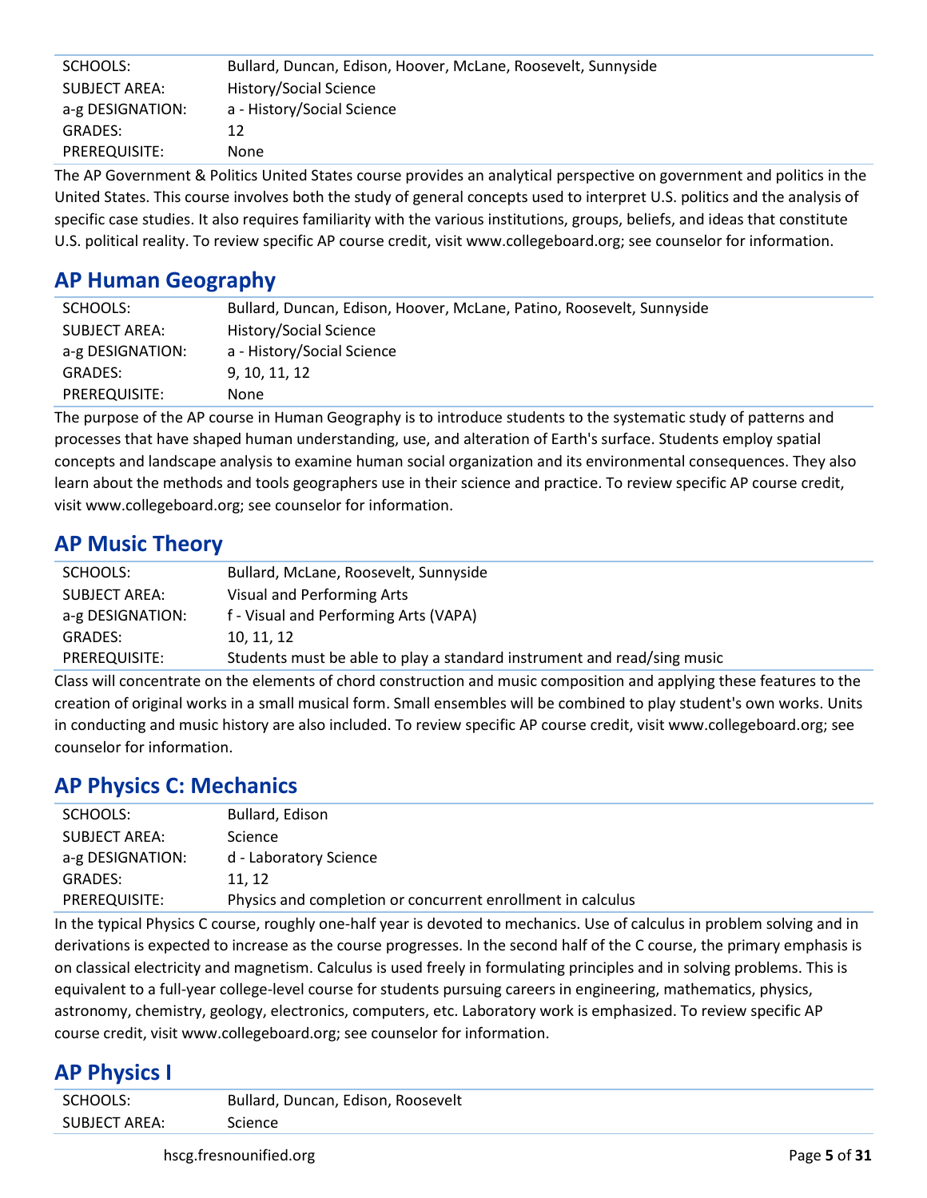| | |
|---|---|
| SCHOOLS: | Bullard, Duncan, Edison, Hoover, McLane, Roosevelt, Sunnyside |
| SUBJECT AREA: | History/Social Science |
| a-g DESIGNATION: | a - History/Social Science |
| GRADES: | 12 |
| PREREQUISITE: | None |

The AP Government & Politics United States course provides an analytical perspective on government and politics in the United States. This course involves both the study of general concepts used to interpret U.S. politics and the analysis of specific case studies. It also requires familiarity with the various institutions, groups, beliefs, and ideas that constitute U.S. political reality. To review specific AP course credit, visit www.collegeboard.org; see counselor for information.

## AP Human Geography

| | |
|---|---|
| SCHOOLS: | Bullard, Duncan, Edison, Hoover, McLane, Patino, Roosevelt, Sunnyside |
| SUBJECT AREA: | History/Social Science |
| a-g DESIGNATION: | a - History/Social Science |
| GRADES: | 9, 10, 11, 12 |
| PREREQUISITE: | None |

The purpose of the AP course in Human Geography is to introduce students to the systematic study of patterns and processes that have shaped human understanding, use, and alteration of Earth's surface. Students employ spatial concepts and landscape analysis to examine human social organization and its environmental consequences. They also learn about the methods and tools geographers use in their science and practice. To review specific AP course credit, visit www.collegeboard.org; see counselor for information.

## AP Music Theory

| | |
|---|---|
| SCHOOLS: | Bullard, McLane, Roosevelt, Sunnyside |
| SUBJECT AREA: | Visual and Performing Arts |
| a-g DESIGNATION: | f - Visual and Performing Arts (VAPA) |
| GRADES: | 10, 11, 12 |
| PREREQUISITE: | Students must be able to play a standard instrument and read/sing music |

Class will concentrate on the elements of chord construction and music composition and applying these features to the creation of original works in a small musical form. Small ensembles will be combined to play student's own works. Units in conducting and music history are also included. To review specific AP course credit, visit www.collegeboard.org; see counselor for information.

## AP Physics C: Mechanics

| | |
|---|---|
| SCHOOLS: | Bullard, Edison |
| SUBJECT AREA: | Science |
| a-g DESIGNATION: | d - Laboratory Science |
| GRADES: | 11, 12 |
| PREREQUISITE: | Physics and completion or concurrent enrollment in calculus |

In the typical Physics C course, roughly one-half year is devoted to mechanics. Use of calculus in problem solving and in derivations is expected to increase as the course progresses. In the second half of the C course, the primary emphasis is on classical electricity and magnetism. Calculus is used freely in formulating principles and in solving problems. This is equivalent to a full-year college-level course for students pursuing careers in engineering, mathematics, physics, astronomy, chemistry, geology, electronics, computers, etc. Laboratory work is emphasized. To review specific AP course credit, visit www.collegeboard.org; see counselor for information.

## AP Physics I

| | |
|---|---|
| SCHOOLS: | Bullard, Duncan, Edison, Roosevelt |
| SUBJECT AREA: | Science |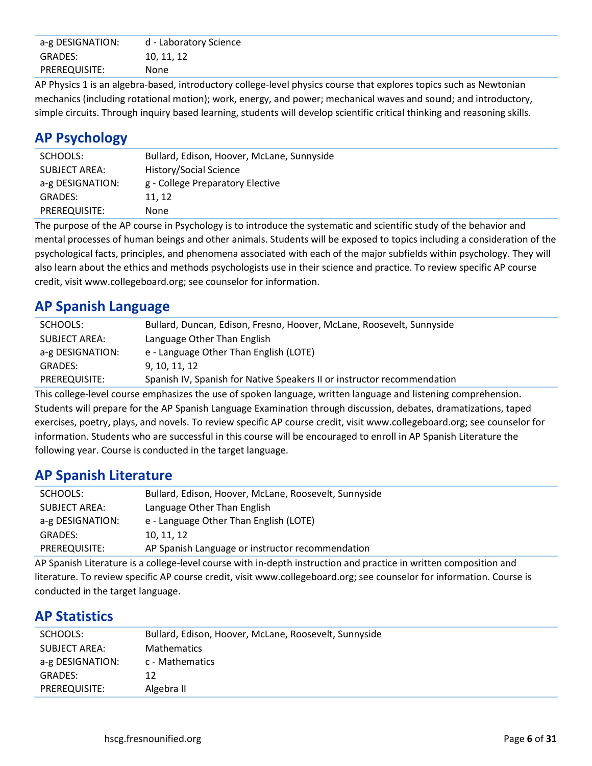| | |
|---|---|
| a-g DESIGNATION: | d - Laboratory Science |
| GRADES: | 10, 11, 12 |
| PREREQUISITE: | None |

AP Physics 1 is an algebra-based, introductory college-level physics course that explores topics such as Newtonian mechanics (including rotational motion); work, energy, and power; mechanical waves and sound; and introductory, simple circuits. Through inquiry based learning, students will develop scientific critical thinking and reasoning skills.

## AP Psychology

| | |
|---|---|
| SCHOOLS: | Bullard, Edison, Hoover, McLane, Sunnyside |
| SUBJECT AREA: | History/Social Science |
| a-g DESIGNATION: | g - College Preparatory Elective |
| GRADES: | 11, 12 |
| PREREQUISITE: | None |

The purpose of the AP course in Psychology is to introduce the systematic and scientific study of the behavior and mental processes of human beings and other animals. Students will be exposed to topics including a consideration of the psychological facts, principles, and phenomena associated with each of the major subfields within psychology. They will also learn about the ethics and methods psychologists use in their science and practice. To review specific AP course credit, visit www.collegeboard.org; see counselor for information.

## AP Spanish Language

| | |
|---|---|
| SCHOOLS: | Bullard, Duncan, Edison, Fresno, Hoover, McLane, Roosevelt, Sunnyside |
| SUBJECT AREA: | Language Other Than English |
| a-g DESIGNATION: | e - Language Other Than English (LOTE) |
| GRADES: | 9, 10, 11, 12 |
| PREREQUISITE: | Spanish IV, Spanish for Native Speakers II or instructor recommendation |

This college-level course emphasizes the use of spoken language, written language and listening comprehension. Students will prepare for the AP Spanish Language Examination through discussion, debates, dramatizations, taped exercises, poetry, plays, and novels. To review specific AP course credit, visit www.collegeboard.org; see counselor for information. Students who are successful in this course will be encouraged to enroll in AP Spanish Literature the following year. Course is conducted in the target language.

## AP Spanish Literature

| | |
|---|---|
| SCHOOLS: | Bullard, Edison, Hoover, McLane, Roosevelt, Sunnyside |
| SUBJECT AREA: | Language Other Than English |
| a-g DESIGNATION: | e - Language Other Than English (LOTE) |
| GRADES: | 10, 11, 12 |
| PREREQUISITE: | AP Spanish Language or instructor recommendation |

AP Spanish Literature is a college-level course with in-depth instruction and practice in written composition and literature. To review specific AP course credit, visit www.collegeboard.org; see counselor for information. Course is conducted in the target language.

## AP Statistics

| | |
|---|---|
| SCHOOLS: | Bullard, Edison, Hoover, McLane, Roosevelt, Sunnyside |
| SUBJECT AREA: | Mathematics |
| a-g DESIGNATION: | c - Mathematics |
| GRADES: | 12 |
| PREREQUISITE: | Algebra II |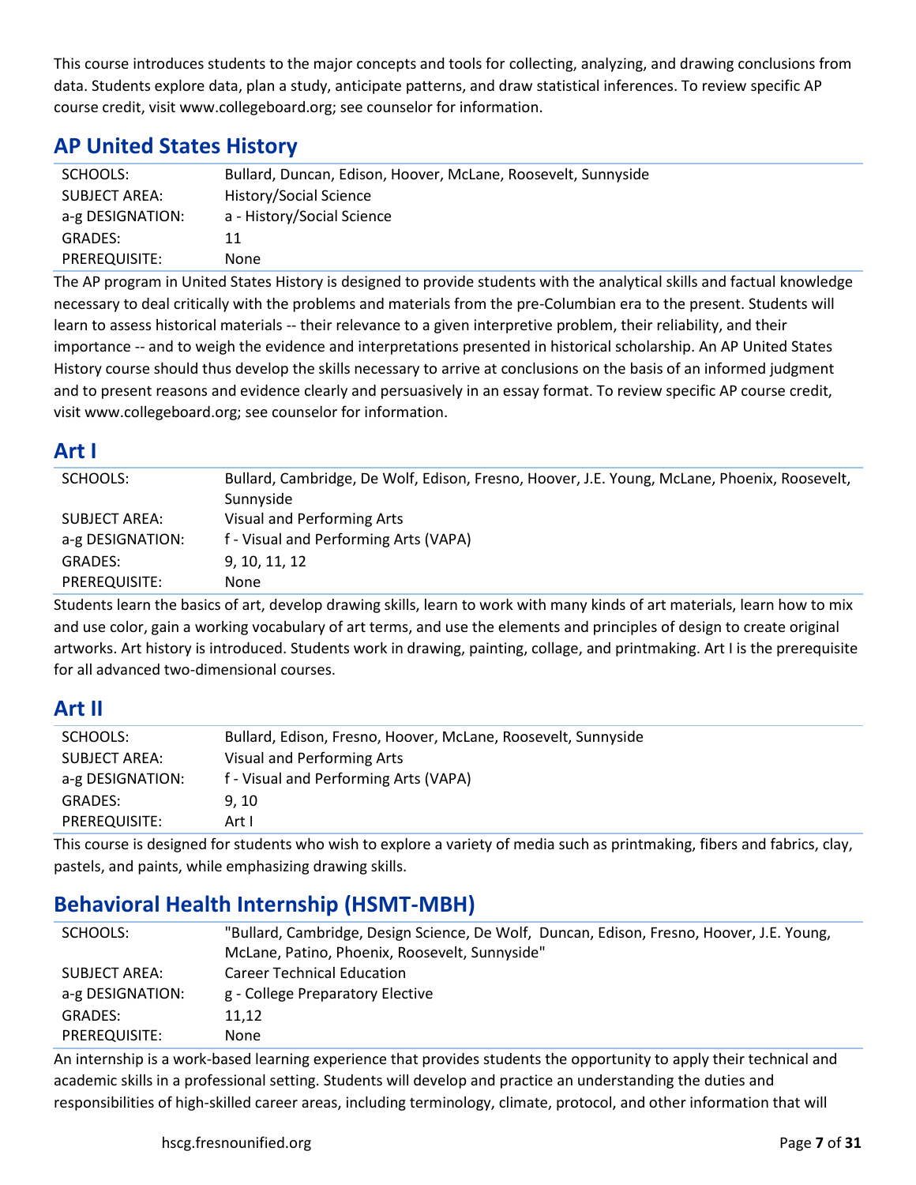This course introduces students to the major concepts and tools for collecting, analyzing, and drawing conclusions from data. Students explore data, plan a study, anticipate patterns, and draw statistical inferences. To review specific AP course credit, visit www.collegeboard.org; see counselor for information.

## AP United States History

| | |
|---|---|
| SCHOOLS: | Bullard, Duncan, Edison, Hoover, McLane, Roosevelt, Sunnyside |
| SUBJECT AREA: | History/Social Science |
| a-g DESIGNATION: | a - History/Social Science |
| GRADES: | 11 |
| PREREQUISITE: | None |

The AP program in United States History is designed to provide students with the analytical skills and factual knowledge necessary to deal critically with the problems and materials from the pre-Columbian era to the present. Students will learn to assess historical materials -- their relevance to a given interpretive problem, their reliability, and their importance -- and to weigh the evidence and interpretations presented in historical scholarship. An AP United States History course should thus develop the skills necessary to arrive at conclusions on the basis of an informed judgment and to present reasons and evidence clearly and persuasively in an essay format. To review specific AP course credit, visit www.collegeboard.org; see counselor for information.

## Art I

| | |
|---|---|
| SCHOOLS: | Bullard, Cambridge, De Wolf, Edison, Fresno, Hoover, J.E. Young, McLane, Phoenix, Roosevelt, Sunnyside |
| SUBJECT AREA: | Visual and Performing Arts |
| a-g DESIGNATION: | f - Visual and Performing Arts (VAPA) |
| GRADES: | 9, 10, 11, 12 |
| PREREQUISITE: | None |

Students learn the basics of art, develop drawing skills, learn to work with many kinds of art materials, learn how to mix and use color, gain a working vocabulary of art terms, and use the elements and principles of design to create original artworks. Art history is introduced. Students work in drawing, painting, collage, and printmaking. Art I is the prerequisite for all advanced two-dimensional courses.

## Art II

| | |
|---|---|
| SCHOOLS: | Bullard, Edison, Fresno, Hoover, McLane, Roosevelt, Sunnyside |
| SUBJECT AREA: | Visual and Performing Arts |
| a-g DESIGNATION: | f - Visual and Performing Arts (VAPA) |
| GRADES: | 9, 10 |
| PREREQUISITE: | Art I |

This course is designed for students who wish to explore a variety of media such as printmaking, fibers and fabrics, clay, pastels, and paints, while emphasizing drawing skills.

## Behavioral Health Internship (HSMT-MBH)

| | |
|---|---|
| SCHOOLS: | "Bullard, Cambridge, Design Science, De Wolf, Duncan, Edison, Fresno, Hoover, J.E. Young, McLane, Patino, Phoenix, Roosevelt, Sunnyside" |
| SUBJECT AREA: | Career Technical Education |
| a-g DESIGNATION: | g - College Preparatory Elective |
| GRADES: | 11,12 |
| PREREQUISITE: | None |

An internship is a work-based learning experience that provides students the opportunity to apply their technical and academic skills in a professional setting. Students will develop and practice an understanding the duties and responsibilities of high-skilled career areas, including terminology, climate, protocol, and other information that will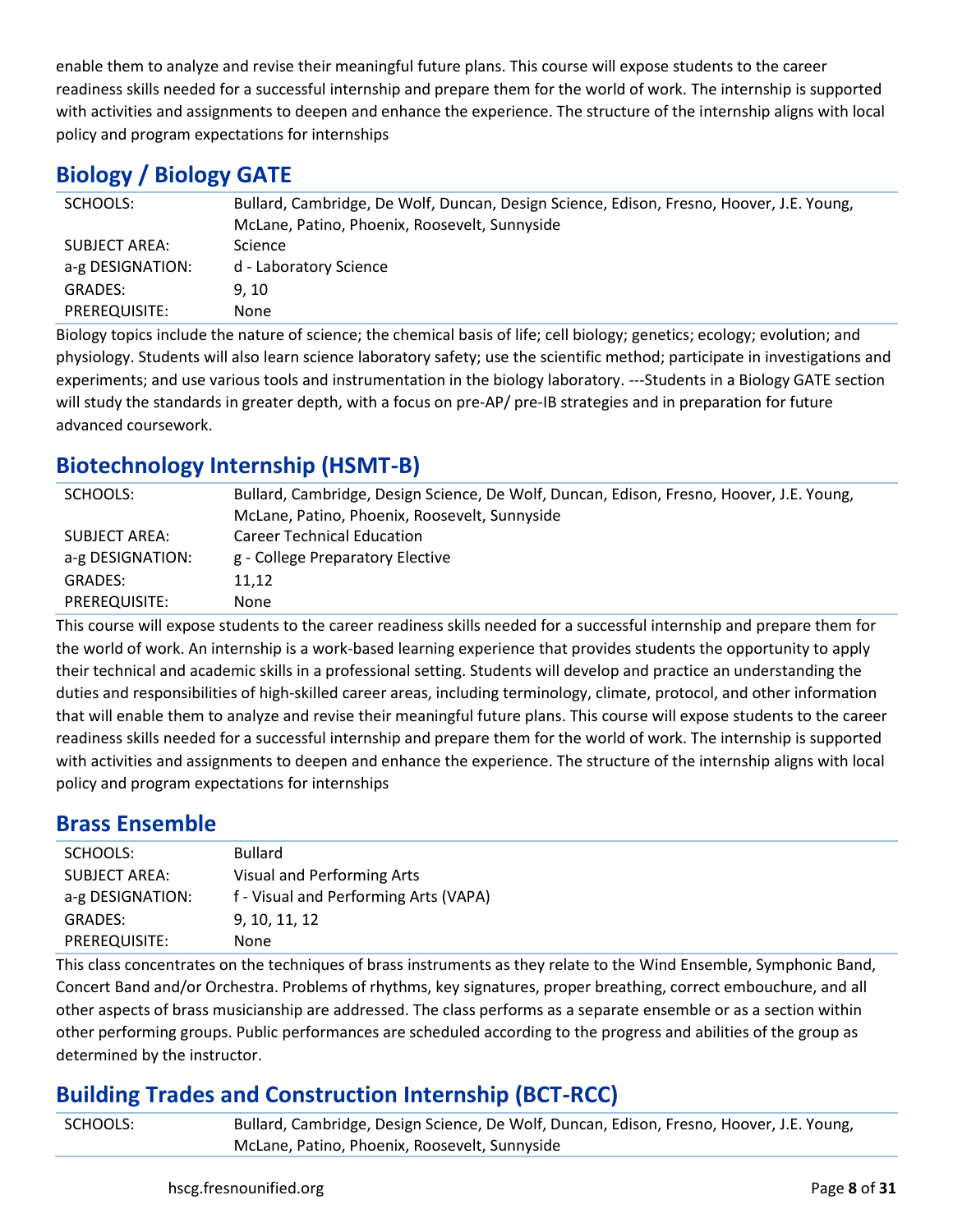enable them to analyze and revise their meaningful future plans. This course will expose students to the career readiness skills needed for a successful internship and prepare them for the world of work. The internship is supported with activities and assignments to deepen and enhance the experience. The structure of the internship aligns with local policy and program expectations for internships

## Biology / Biology GATE

| | |
|---|---|
| SCHOOLS: | Bullard, Cambridge, De Wolf, Duncan, Design Science, Edison, Fresno, Hoover, J.E. Young, McLane, Patino, Phoenix, Roosevelt, Sunnyside |
| SUBJECT AREA: | Science |
| a-g DESIGNATION: | d - Laboratory Science |
| GRADES: | 9, 10 |
| PREREQUISITE: | None |

Biology topics include the nature of science; the chemical basis of life; cell biology; genetics; ecology; evolution; and physiology. Students will also learn science laboratory safety; use the scientific method; participate in investigations and experiments; and use various tools and instrumentation in the biology laboratory. ---Students in a Biology GATE section will study the standards in greater depth, with a focus on pre-AP/ pre-IB strategies and in preparation for future advanced coursework.

## Biotechnology Internship (HSMT-B)

| | |
|---|---|
| SCHOOLS: | Bullard, Cambridge, Design Science, De Wolf, Duncan, Edison, Fresno, Hoover, J.E. Young, McLane, Patino, Phoenix, Roosevelt, Sunnyside |
| SUBJECT AREA: | Career Technical Education |
| a-g DESIGNATION: | g - College Preparatory Elective |
| GRADES: | 11,12 |
| PREREQUISITE: | None |

This course will expose students to the career readiness skills needed for a successful internship and prepare them for the world of work. An internship is a work-based learning experience that provides students the opportunity to apply their technical and academic skills in a professional setting. Students will develop and practice an understanding the duties and responsibilities of high-skilled career areas, including terminology, climate, protocol, and other information that will enable them to analyze and revise their meaningful future plans. This course will expose students to the career readiness skills needed for a successful internship and prepare them for the world of work. The internship is supported with activities and assignments to deepen and enhance the experience. The structure of the internship aligns with local policy and program expectations for internships

## Brass Ensemble

| | |
|---|---|
| SCHOOLS: | Bullard |
| SUBJECT AREA: | Visual and Performing Arts |
| a-g DESIGNATION: | f - Visual and Performing Arts (VAPA) |
| GRADES: | 9, 10, 11, 12 |
| PREREQUISITE: | None |

This class concentrates on the techniques of brass instruments as they relate to the Wind Ensemble, Symphonic Band, Concert Band and/or Orchestra. Problems of rhythms, key signatures, proper breathing, correct embouchure, and all other aspects of brass musicianship are addressed. The class performs as a separate ensemble or as a section within other performing groups. Public performances are scheduled according to the progress and abilities of the group as determined by the instructor.

## Building Trades and Construction Internship (BCT-RCC)

| | |
|---|---|
| SCHOOLS: | Bullard, Cambridge, Design Science, De Wolf, Duncan, Edison, Fresno, Hoover, J.E. Young, McLane, Patino, Phoenix, Roosevelt, Sunnyside |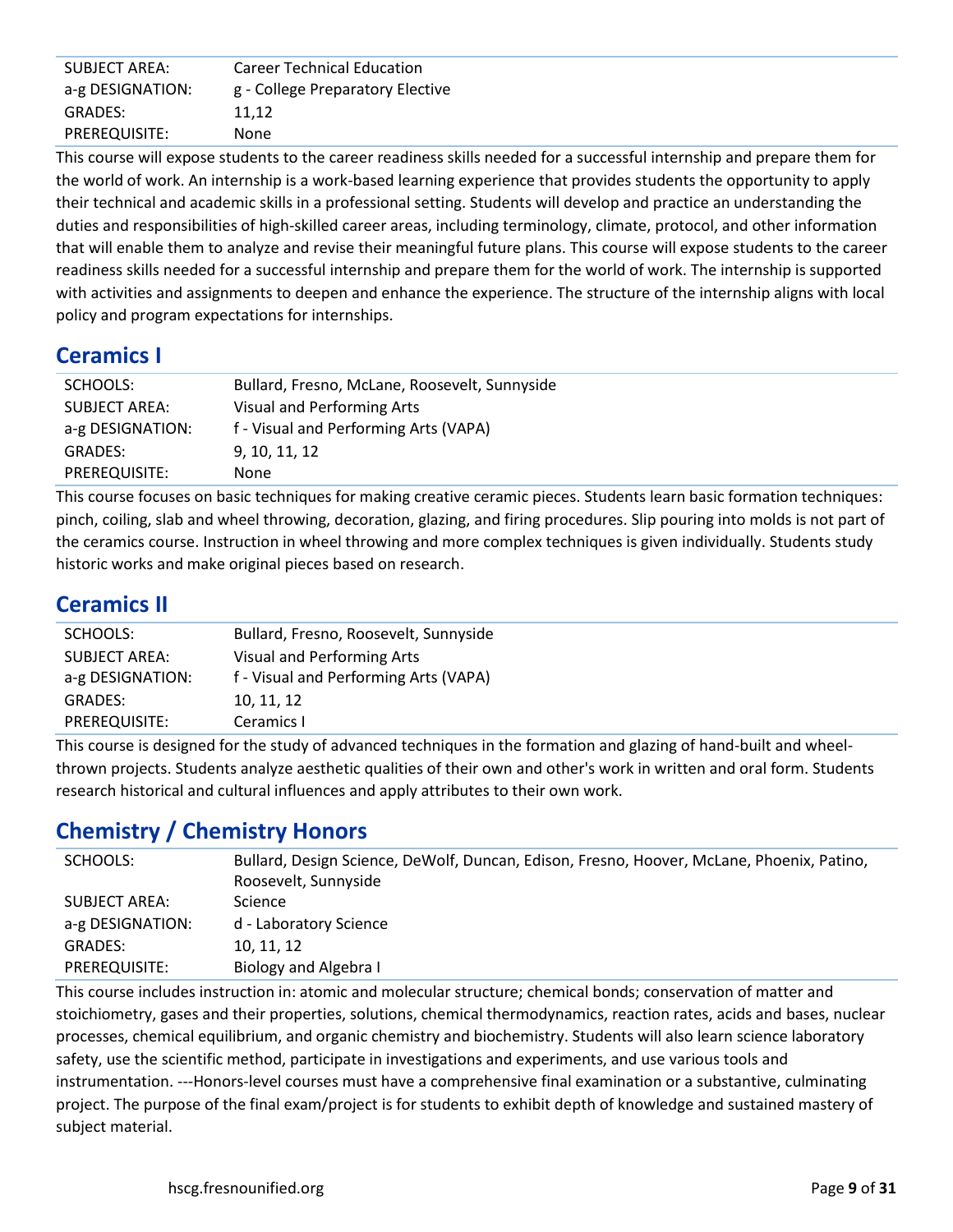| SUBJECT AREA: | Career Technical Education |
|---|---|
| a-g DESIGNATION: | g - College Preparatory Elective |
| GRADES: | 11,12 |
| PREREQUISITE: | None |

This course will expose students to the career readiness skills needed for a successful internship and prepare them for the world of work. An internship is a work-based learning experience that provides students the opportunity to apply their technical and academic skills in a professional setting. Students will develop and practice an understanding the duties and responsibilities of high-skilled career areas, including terminology, climate, protocol, and other information that will enable them to analyze and revise their meaningful future plans. This course will expose students to the career readiness skills needed for a successful internship and prepare them for the world of work. The internship is supported with activities and assignments to deepen and enhance the experience. The structure of the internship aligns with local policy and program expectations for internships.

## Ceramics I

| SCHOOLS: | Bullard, Fresno, McLane, Roosevelt, Sunnyside |
|---|---|
| SUBJECT AREA: | Visual and Performing Arts |
| a-g DESIGNATION: | f - Visual and Performing Arts (VAPA) |
| GRADES: | 9, 10, 11, 12 |
| PREREQUISITE: | None |

This course focuses on basic techniques for making creative ceramic pieces. Students learn basic formation techniques: pinch, coiling, slab and wheel throwing, decoration, glazing, and firing procedures. Slip pouring into molds is not part of the ceramics course. Instruction in wheel throwing and more complex techniques is given individually. Students study historic works and make original pieces based on research.

## Ceramics II

| SCHOOLS: | Bullard, Fresno, Roosevelt, Sunnyside |
|---|---|
| SUBJECT AREA: | Visual and Performing Arts |
| a-g DESIGNATION: | f - Visual and Performing Arts (VAPA) |
| GRADES: | 10, 11, 12 |
| PREREQUISITE: | Ceramics I |

This course is designed for the study of advanced techniques in the formation and glazing of hand-built and wheel-thrown projects. Students analyze aesthetic qualities of their own and other's work in written and oral form. Students research historical and cultural influences and apply attributes to their own work.

## Chemistry / Chemistry Honors

| SCHOOLS: | Bullard, Design Science, DeWolf, Duncan, Edison, Fresno, Hoover, McLane, Phoenix, Patino, Roosevelt, Sunnyside |
|---|---|
| SUBJECT AREA: | Science |
| a-g DESIGNATION: | d - Laboratory Science |
| GRADES: | 10, 11, 12 |
| PREREQUISITE: | Biology and Algebra I |

This course includes instruction in: atomic and molecular structure; chemical bonds; conservation of matter and stoichiometry, gases and their properties, solutions, chemical thermodynamics, reaction rates, acids and bases, nuclear processes, chemical equilibrium, and organic chemistry and biochemistry. Students will also learn science laboratory safety, use the scientific method, participate in investigations and experiments, and use various tools and instrumentation. ---Honors-level courses must have a comprehensive final examination or a substantive, culminating project. The purpose of the final exam/project is for students to exhibit depth of knowledge and sustained mastery of subject material.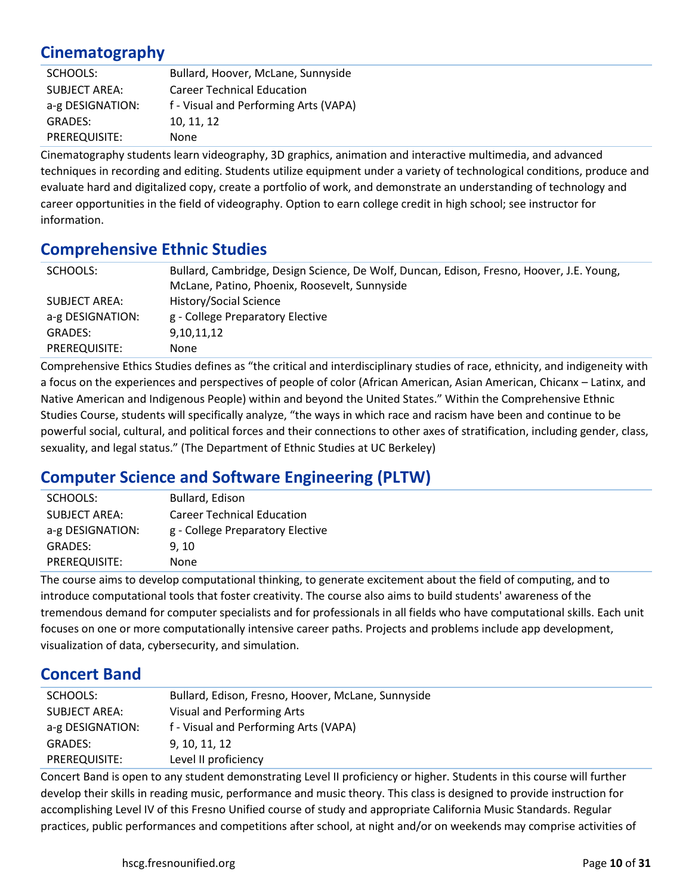## Cinematography

| | |
|---|---|
| SCHOOLS: | Bullard, Hoover, McLane, Sunnyside |
| SUBJECT AREA: | Career Technical Education |
| a-g DESIGNATION: | f - Visual and Performing Arts (VAPA) |
| GRADES: | 10, 11, 12 |
| PREREQUISITE: | None |

Cinematography students learn videography, 3D graphics, animation and interactive multimedia, and advanced techniques in recording and editing. Students utilize equipment under a variety of technological conditions, produce and evaluate hard and digitalized copy, create a portfolio of work, and demonstrate an understanding of technology and career opportunities in the field of videography. Option to earn college credit in high school; see instructor for information.

## Comprehensive Ethnic Studies

| | |
|---|---|
| SCHOOLS: | Bullard, Cambridge, Design Science, De Wolf, Duncan, Edison, Fresno, Hoover, J.E. Young, McLane, Patino, Phoenix, Roosevelt, Sunnyside |
| SUBJECT AREA: | History/Social Science |
| a-g DESIGNATION: | g - College Preparatory Elective |
| GRADES: | 9,10,11,12 |
| PREREQUISITE: | None |

Comprehensive Ethics Studies defines as "the critical and interdisciplinary studies of race, ethnicity, and indigeneity with a focus on the experiences and perspectives of people of color (African American, Asian American, Chicanx – Latinx, and Native American and Indigenous People) within and beyond the United States." Within the Comprehensive Ethnic Studies Course, students will specifically analyze, "the ways in which race and racism have been and continue to be powerful social, cultural, and political forces and their connections to other axes of stratification, including gender, class, sexuality, and legal status." (The Department of Ethnic Studies at UC Berkeley)

## Computer Science and Software Engineering (PLTW)

| | |
|---|---|
| SCHOOLS: | Bullard, Edison |
| SUBJECT AREA: | Career Technical Education |
| a-g DESIGNATION: | g - College Preparatory Elective |
| GRADES: | 9, 10 |
| PREREQUISITE: | None |

The course aims to develop computational thinking, to generate excitement about the field of computing, and to introduce computational tools that foster creativity. The course also aims to build students' awareness of the tremendous demand for computer specialists and for professionals in all fields who have computational skills. Each unit focuses on one or more computationally intensive career paths. Projects and problems include app development, visualization of data, cybersecurity, and simulation.

## Concert Band

| | |
|---|---|
| SCHOOLS: | Bullard, Edison, Fresno, Hoover, McLane, Sunnyside |
| SUBJECT AREA: | Visual and Performing Arts |
| a-g DESIGNATION: | f - Visual and Performing Arts (VAPA) |
| GRADES: | 9, 10, 11, 12 |
| PREREQUISITE: | Level II proficiency |

Concert Band is open to any student demonstrating Level II proficiency or higher. Students in this course will further develop their skills in reading music, performance and music theory. This class is designed to provide instruction for accomplishing Level IV of this Fresno Unified course of study and appropriate California Music Standards. Regular practices, public performances and competitions after school, at night and/or on weekends may comprise activities of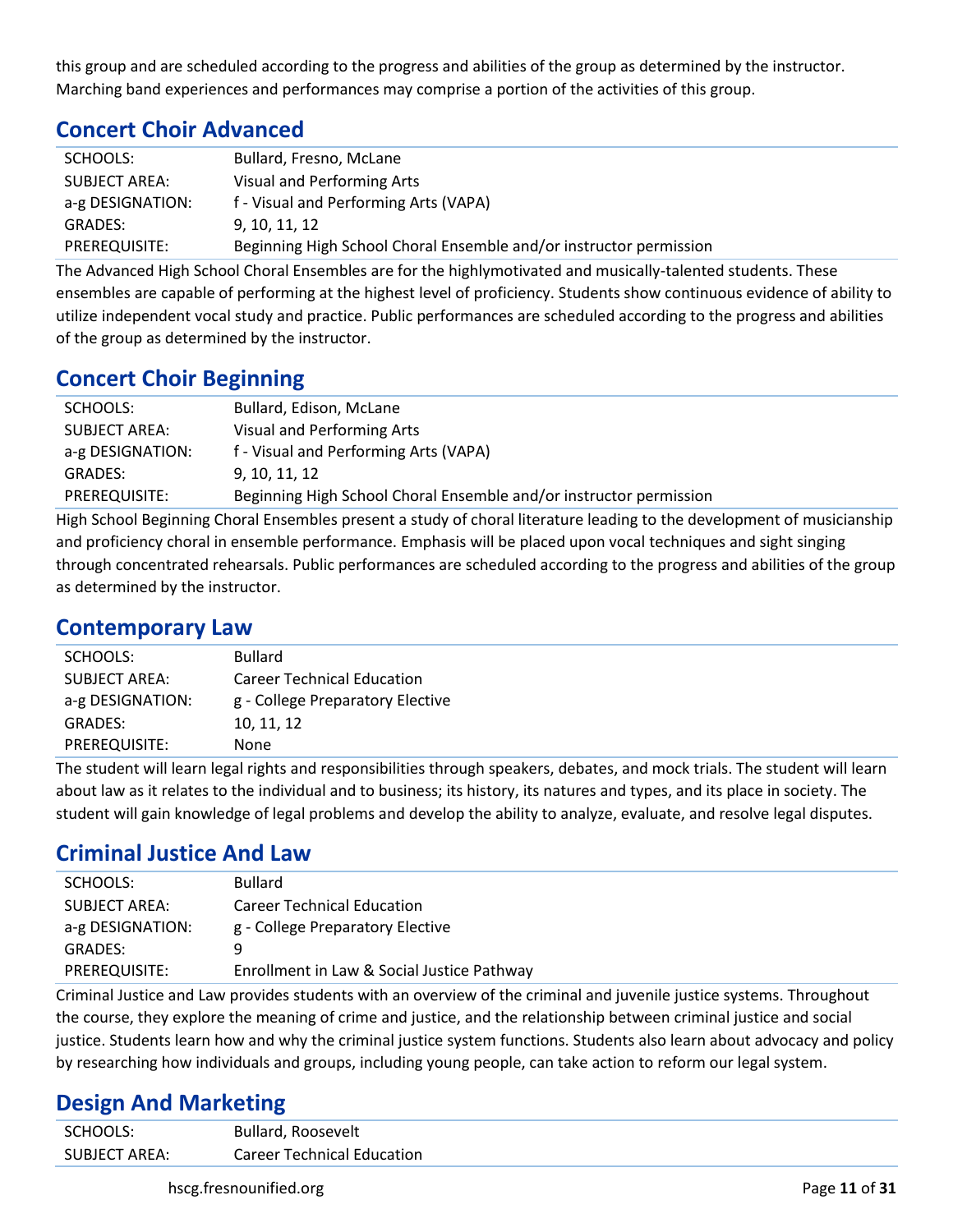this group and are scheduled according to the progress and abilities of the group as determined by the instructor. Marching band experiences and performances may comprise a portion of the activities of this group.

## Concert Choir Advanced

| | |
|---|---|
| SCHOOLS: | Bullard, Fresno, McLane |
| SUBJECT AREA: | Visual and Performing Arts |
| a-g DESIGNATION: | f - Visual and Performing Arts (VAPA) |
| GRADES: | 9, 10, 11, 12 |
| PREREQUISITE: | Beginning High School Choral Ensemble and/or instructor permission |

The Advanced High School Choral Ensembles are for the highlymotivated and musically-talented students. These ensembles are capable of performing at the highest level of proficiency. Students show continuous evidence of ability to utilize independent vocal study and practice. Public performances are scheduled according to the progress and abilities of the group as determined by the instructor.

## Concert Choir Beginning

| | |
|---|---|
| SCHOOLS: | Bullard, Edison, McLane |
| SUBJECT AREA: | Visual and Performing Arts |
| a-g DESIGNATION: | f - Visual and Performing Arts (VAPA) |
| GRADES: | 9, 10, 11, 12 |
| PREREQUISITE: | Beginning High School Choral Ensemble and/or instructor permission |

High School Beginning Choral Ensembles present a study of choral literature leading to the development of musicianship and proficiency choral in ensemble performance. Emphasis will be placed upon vocal techniques and sight singing through concentrated rehearsals. Public performances are scheduled according to the progress and abilities of the group as determined by the instructor.

## Contemporary Law

| | |
|---|---|
| SCHOOLS: | Bullard |
| SUBJECT AREA: | Career Technical Education |
| a-g DESIGNATION: | g - College Preparatory Elective |
| GRADES: | 10, 11, 12 |
| PREREQUISITE: | None |

The student will learn legal rights and responsibilities through speakers, debates, and mock trials. The student will learn about law as it relates to the individual and to business; its history, its natures and types, and its place in society. The student will gain knowledge of legal problems and develop the ability to analyze, evaluate, and resolve legal disputes.

## Criminal Justice And Law

| | |
|---|---|
| SCHOOLS: | Bullard |
| SUBJECT AREA: | Career Technical Education |
| a-g DESIGNATION: | g - College Preparatory Elective |
| GRADES: | 9 |
| PREREQUISITE: | Enrollment in Law & Social Justice Pathway |

Criminal Justice and Law provides students with an overview of the criminal and juvenile justice systems. Throughout the course, they explore the meaning of crime and justice, and the relationship between criminal justice and social justice. Students learn how and why the criminal justice system functions. Students also learn about advocacy and policy by researching how individuals and groups, including young people, can take action to reform our legal system.

## Design And Marketing

| | |
|---|---|
| SCHOOLS: | Bullard, Roosevelt |
| SUBJECT AREA: | Career Technical Education |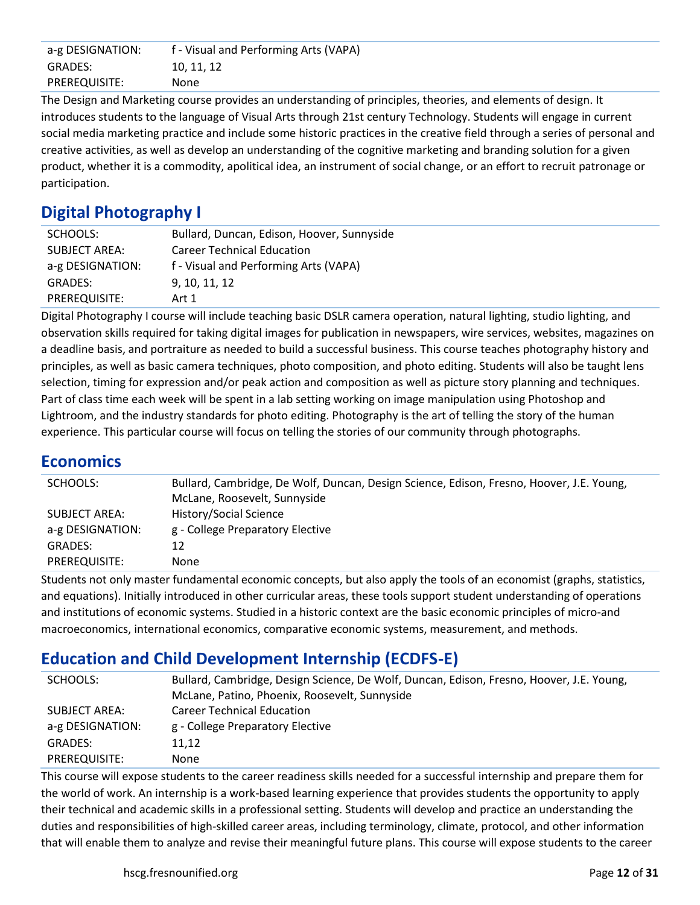| | |
|---|---|
| a-g DESIGNATION: | f - Visual and Performing Arts (VAPA) |
| GRADES: | 10, 11, 12 |
| PREREQUISITE: | None |

The Design and Marketing course provides an understanding of principles, theories, and elements of design. It introduces students to the language of Visual Arts through 21st century Technology. Students will engage in current social media marketing practice and include some historic practices in the creative field through a series of personal and creative activities, as well as develop an understanding of the cognitive marketing and branding solution for a given product, whether it is a commodity, apolitical idea, an instrument of social change, or an effort to recruit patronage or participation.

## Digital Photography I

| | |
|---|---|
| SCHOOLS: | Bullard, Duncan, Edison, Hoover, Sunnyside |
| SUBJECT AREA: | Career Technical Education |
| a-g DESIGNATION: | f - Visual and Performing Arts (VAPA) |
| GRADES: | 9, 10, 11, 12 |
| PREREQUISITE: | Art 1 |

Digital Photography I course will include teaching basic DSLR camera operation, natural lighting, studio lighting, and observation skills required for taking digital images for publication in newspapers, wire services, websites, magazines on a deadline basis, and portraiture as needed to build a successful business. This course teaches photography history and principles, as well as basic camera techniques, photo composition, and photo editing. Students will also be taught lens selection, timing for expression and/or peak action and composition as well as picture story planning and techniques. Part of class time each week will be spent in a lab setting working on image manipulation using Photoshop and Lightroom, and the industry standards for photo editing. Photography is the art of telling the story of the human experience. This particular course will focus on telling the stories of our community through photographs.

## Economics

| | |
|---|---|
| SCHOOLS: | Bullard, Cambridge, De Wolf, Duncan, Design Science, Edison, Fresno, Hoover, J.E. Young, McLane, Roosevelt, Sunnyside |
| SUBJECT AREA: | History/Social Science |
| a-g DESIGNATION: | g - College Preparatory Elective |
| GRADES: | 12 |
| PREREQUISITE: | None |

Students not only master fundamental economic concepts, but also apply the tools of an economist (graphs, statistics, and equations). Initially introduced in other curricular areas, these tools support student understanding of operations and institutions of economic systems. Studied in a historic context are the basic economic principles of micro-and macroeconomics, international economics, comparative economic systems, measurement, and methods.

## Education and Child Development Internship (ECDFS-E)

| | |
|---|---|
| SCHOOLS: | Bullard, Cambridge, Design Science, De Wolf, Duncan, Edison, Fresno, Hoover, J.E. Young, McLane, Patino, Phoenix, Roosevelt, Sunnyside |
| SUBJECT AREA: | Career Technical Education |
| a-g DESIGNATION: | g - College Preparatory Elective |
| GRADES: | 11,12 |
| PREREQUISITE: | None |

This course will expose students to the career readiness skills needed for a successful internship and prepare them for the world of work. An internship is a work-based learning experience that provides students the opportunity to apply their technical and academic skills in a professional setting. Students will develop and practice an understanding the duties and responsibilities of high-skilled career areas, including terminology, climate, protocol, and other information that will enable them to analyze and revise their meaningful future plans. This course will expose students to the career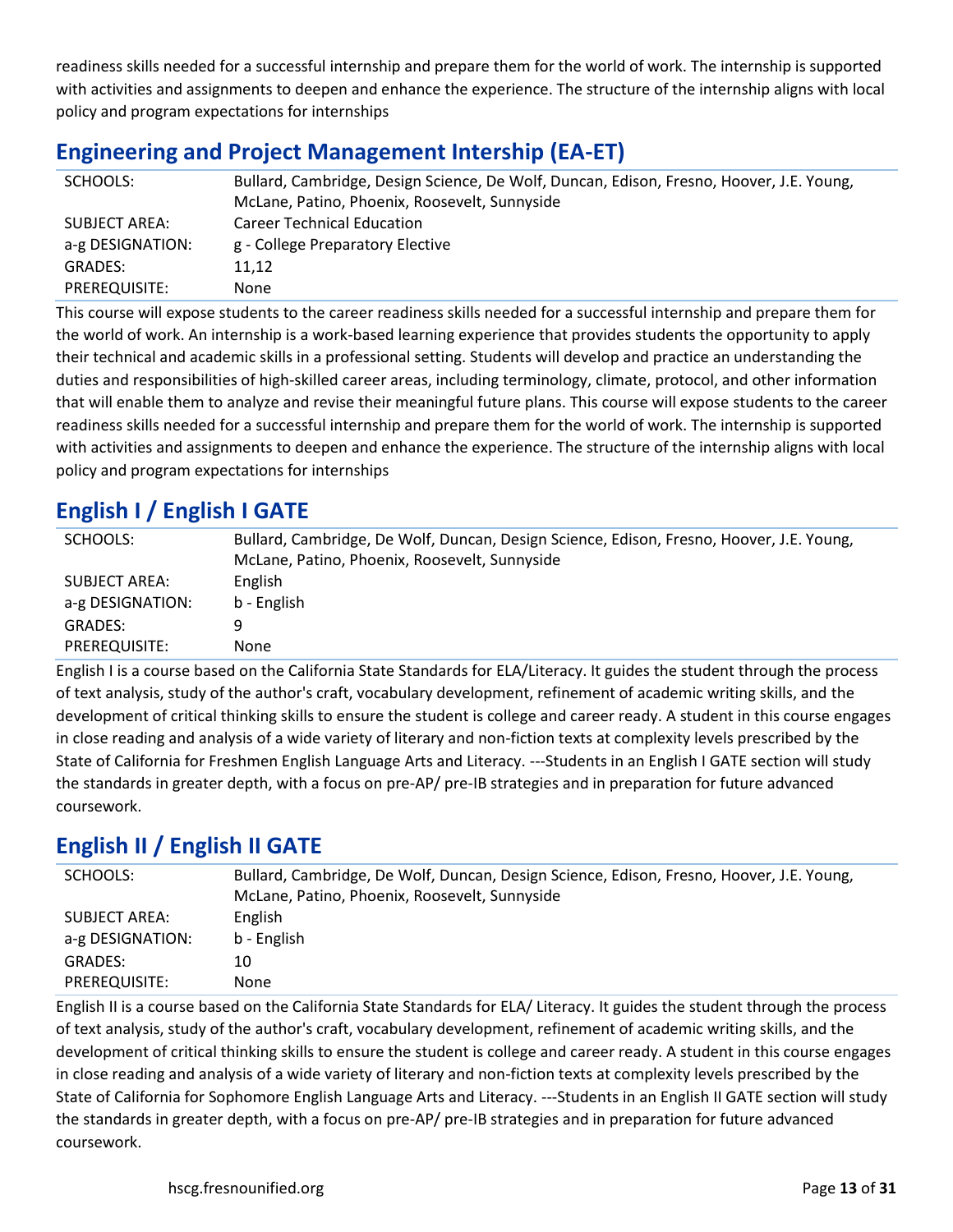readiness skills needed for a successful internship and prepare them for the world of work. The internship is supported with activities and assignments to deepen and enhance the experience. The structure of the internship aligns with local policy and program expectations for internships

## Engineering and Project Management Intership (EA-ET)

| | |
|---|---|
| SCHOOLS: | Bullard, Cambridge, Design Science, De Wolf, Duncan, Edison, Fresno, Hoover, J.E. Young, McLane, Patino, Phoenix, Roosevelt, Sunnyside |
| SUBJECT AREA: | Career Technical Education |
| a-g DESIGNATION: | g - College Preparatory Elective |
| GRADES: | 11,12 |
| PREREQUISITE: | None |

This course will expose students to the career readiness skills needed for a successful internship and prepare them for the world of work. An internship is a work-based learning experience that provides students the opportunity to apply their technical and academic skills in a professional setting. Students will develop and practice an understanding the duties and responsibilities of high-skilled career areas, including terminology, climate, protocol, and other information that will enable them to analyze and revise their meaningful future plans. This course will expose students to the career readiness skills needed for a successful internship and prepare them for the world of work. The internship is supported with activities and assignments to deepen and enhance the experience. The structure of the internship aligns with local policy and program expectations for internships

## English I / English I GATE

| | |
|---|---|
| SCHOOLS: | Bullard, Cambridge, De Wolf, Duncan, Design Science, Edison, Fresno, Hoover, J.E. Young, McLane, Patino, Phoenix, Roosevelt, Sunnyside |
| SUBJECT AREA: | English |
| a-g DESIGNATION: | b - English |
| GRADES: | 9 |
| PREREQUISITE: | None |

English I is a course based on the California State Standards for ELA/Literacy. It guides the student through the process of text analysis, study of the author's craft, vocabulary development, refinement of academic writing skills, and the development of critical thinking skills to ensure the student is college and career ready. A student in this course engages in close reading and analysis of a wide variety of literary and non-fiction texts at complexity levels prescribed by the State of California for Freshmen English Language Arts and Literacy. ---Students in an English I GATE section will study the standards in greater depth, with a focus on pre-AP/ pre-IB strategies and in preparation for future advanced coursework.

## English II / English II GATE

| | |
|---|---|
| SCHOOLS: | Bullard, Cambridge, De Wolf, Duncan, Design Science, Edison, Fresno, Hoover, J.E. Young, McLane, Patino, Phoenix, Roosevelt, Sunnyside |
| SUBJECT AREA: | English |
| a-g DESIGNATION: | b - English |
| GRADES: | 10 |
| PREREQUISITE: | None |

English II is a course based on the California State Standards for ELA/ Literacy. It guides the student through the process of text analysis, study of the author's craft, vocabulary development, refinement of academic writing skills, and the development of critical thinking skills to ensure the student is college and career ready. A student in this course engages in close reading and analysis of a wide variety of literary and non-fiction texts at complexity levels prescribed by the State of California for Sophomore English Language Arts and Literacy. ---Students in an English II GATE section will study the standards in greater depth, with a focus on pre-AP/ pre-IB strategies and in preparation for future advanced coursework.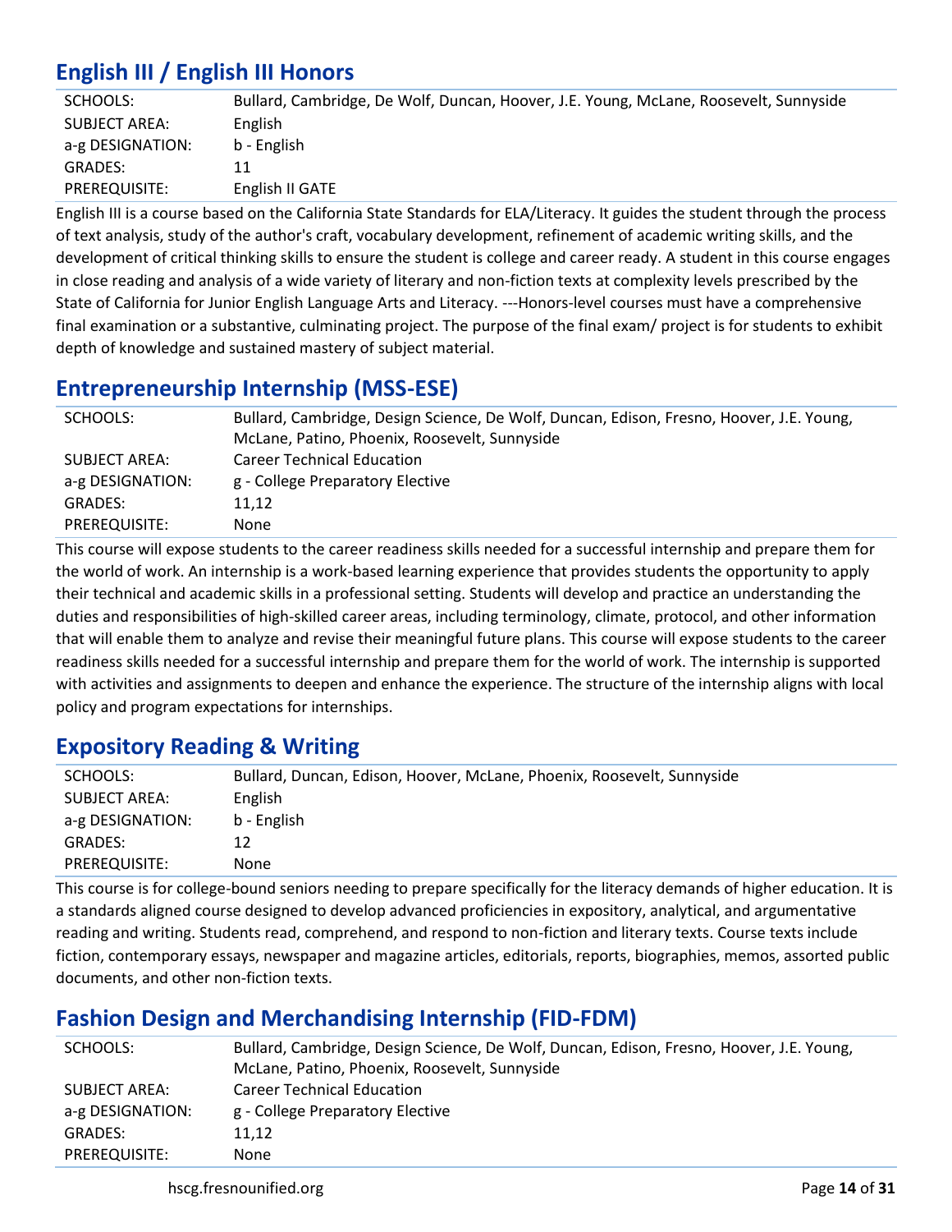## English III / English III Honors

| | |
|---|---|
| SCHOOLS: | Bullard, Cambridge, De Wolf, Duncan, Hoover, J.E. Young, McLane, Roosevelt, Sunnyside |
| SUBJECT AREA: | English |
| a-g DESIGNATION: | b - English |
| GRADES: | 11 |
| PREREQUISITE: | English II GATE |

English III is a course based on the California State Standards for ELA/Literacy. It guides the student through the process of text analysis, study of the author's craft, vocabulary development, refinement of academic writing skills, and the development of critical thinking skills to ensure the student is college and career ready. A student in this course engages in close reading and analysis of a wide variety of literary and non-fiction texts at complexity levels prescribed by the State of California for Junior English Language Arts and Literacy. ---Honors-level courses must have a comprehensive final examination or a substantive, culminating project. The purpose of the final exam/ project is for students to exhibit depth of knowledge and sustained mastery of subject material.

## Entrepreneurship Internship (MSS-ESE)

| | |
|---|---|
| SCHOOLS: | Bullard, Cambridge, Design Science, De Wolf, Duncan, Edison, Fresno, Hoover, J.E. Young, McLane, Patino, Phoenix, Roosevelt, Sunnyside |
| SUBJECT AREA: | Career Technical Education |
| a-g DESIGNATION: | g - College Preparatory Elective |
| GRADES: | 11,12 |
| PREREQUISITE: | None |

This course will expose students to the career readiness skills needed for a successful internship and prepare them for the world of work. An internship is a work-based learning experience that provides students the opportunity to apply their technical and academic skills in a professional setting. Students will develop and practice an understanding the duties and responsibilities of high-skilled career areas, including terminology, climate, protocol, and other information that will enable them to analyze and revise their meaningful future plans. This course will expose students to the career readiness skills needed for a successful internship and prepare them for the world of work. The internship is supported with activities and assignments to deepen and enhance the experience. The structure of the internship aligns with local policy and program expectations for internships.

## Expository Reading & Writing

| | |
|---|---|
| SCHOOLS: | Bullard, Duncan, Edison, Hoover, McLane, Phoenix, Roosevelt, Sunnyside |
| SUBJECT AREA: | English |
| a-g DESIGNATION: | b - English |
| GRADES: | 12 |
| PREREQUISITE: | None |

This course is for college-bound seniors needing to prepare specifically for the literacy demands of higher education. It is a standards aligned course designed to develop advanced proficiencies in expository, analytical, and argumentative reading and writing. Students read, comprehend, and respond to non-fiction and literary texts. Course texts include fiction, contemporary essays, newspaper and magazine articles, editorials, reports, biographies, memos, assorted public documents, and other non-fiction texts.

## Fashion Design and Merchandising Internship (FID-FDM)

| | |
|---|---|
| SCHOOLS: | Bullard, Cambridge, Design Science, De Wolf, Duncan, Edison, Fresno, Hoover, J.E. Young, McLane, Patino, Phoenix, Roosevelt, Sunnyside |
| SUBJECT AREA: | Career Technical Education |
| a-g DESIGNATION: | g - College Preparatory Elective |
| GRADES: | 11,12 |
| PREREQUISITE: | None |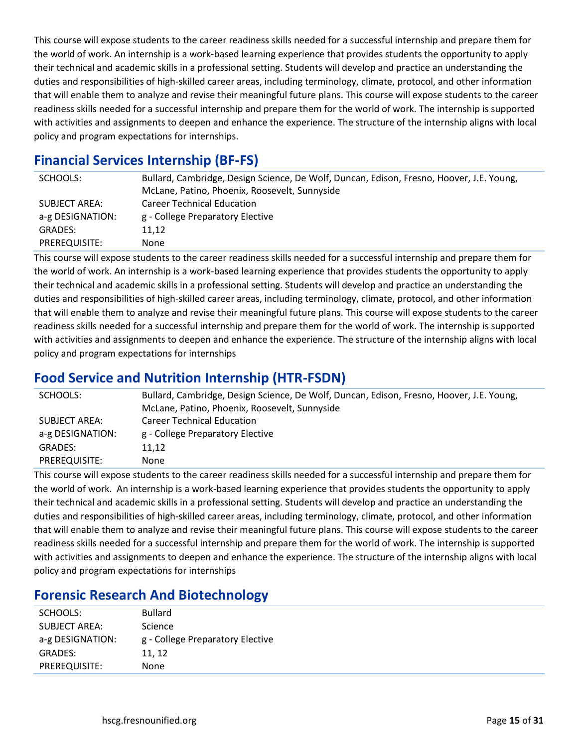This course will expose students to the career readiness skills needed for a successful internship and prepare them for the world of work. An internship is a work-based learning experience that provides students the opportunity to apply their technical and academic skills in a professional setting. Students will develop and practice an understanding the duties and responsibilities of high-skilled career areas, including terminology, climate, protocol, and other information that will enable them to analyze and revise their meaningful future plans. This course will expose students to the career readiness skills needed for a successful internship and prepare them for the world of work. The internship is supported with activities and assignments to deepen and enhance the experience. The structure of the internship aligns with local policy and program expectations for internships.

## Financial Services Internship (BF-FS)

| | |
|---|---|
| SCHOOLS: | Bullard, Cambridge, Design Science, De Wolf, Duncan, Edison, Fresno, Hoover, J.E. Young, McLane, Patino, Phoenix, Roosevelt, Sunnyside |
| SUBJECT AREA: | Career Technical Education |
| a-g DESIGNATION: | g - College Preparatory Elective |
| GRADES: | 11,12 |
| PREREQUISITE: | None |

This course will expose students to the career readiness skills needed for a successful internship and prepare them for the world of work. An internship is a work-based learning experience that provides students the opportunity to apply their technical and academic skills in a professional setting. Students will develop and practice an understanding the duties and responsibilities of high-skilled career areas, including terminology, climate, protocol, and other information that will enable them to analyze and revise their meaningful future plans. This course will expose students to the career readiness skills needed for a successful internship and prepare them for the world of work. The internship is supported with activities and assignments to deepen and enhance the experience. The structure of the internship aligns with local policy and program expectations for internships

## Food Service and Nutrition Internship (HTR-FSDN)

| | |
|---|---|
| SCHOOLS: | Bullard, Cambridge, Design Science, De Wolf, Duncan, Edison, Fresno, Hoover, J.E. Young, McLane, Patino, Phoenix, Roosevelt, Sunnyside |
| SUBJECT AREA: | Career Technical Education |
| a-g DESIGNATION: | g - College Preparatory Elective |
| GRADES: | 11,12 |
| PREREQUISITE: | None |

This course will expose students to the career readiness skills needed for a successful internship and prepare them for the world of work. An internship is a work-based learning experience that provides students the opportunity to apply their technical and academic skills in a professional setting. Students will develop and practice an understanding the duties and responsibilities of high-skilled career areas, including terminology, climate, protocol, and other information that will enable them to analyze and revise their meaningful future plans. This course will expose students to the career readiness skills needed for a successful internship and prepare them for the world of work. The internship is supported with activities and assignments to deepen and enhance the experience. The structure of the internship aligns with local policy and program expectations for internships

## Forensic Research And Biotechnology

| | |
|---|---|
| SCHOOLS: | Bullard |
| SUBJECT AREA: | Science |
| a-g DESIGNATION: | g - College Preparatory Elective |
| GRADES: | 11, 12 |
| PREREQUISITE: | None |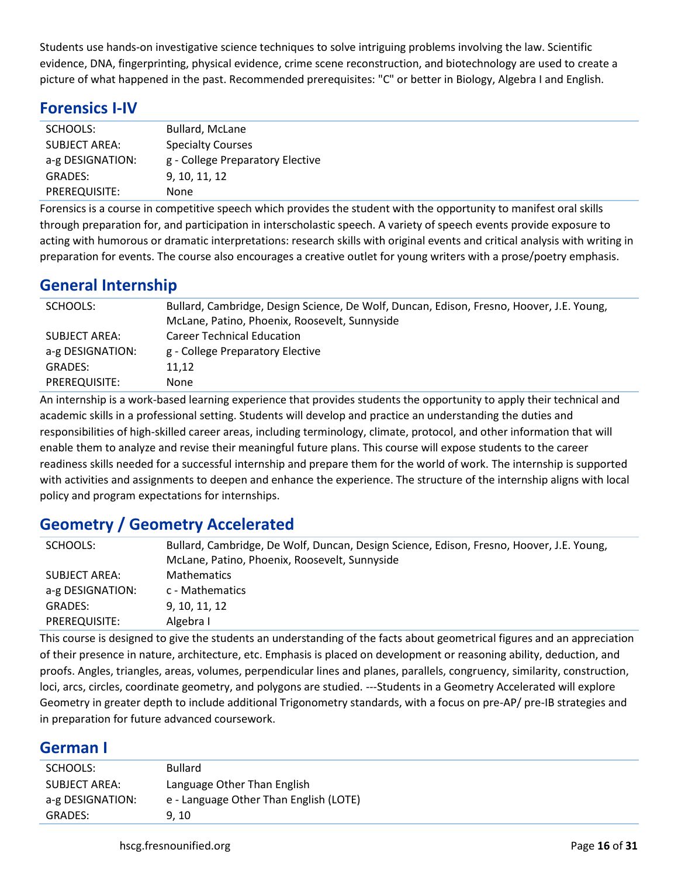Students use hands-on investigative science techniques to solve intriguing problems involving the law. Scientific evidence, DNA, fingerprinting, physical evidence, crime scene reconstruction, and biotechnology are used to create a picture of what happened in the past. Recommended prerequisites: "C" or better in Biology, Algebra I and English.

## Forensics I-IV

| | |
|---|---|
| SCHOOLS: | Bullard, McLane |
| SUBJECT AREA: | Specialty Courses |
| a-g DESIGNATION: | g - College Preparatory Elective |
| GRADES: | 9, 10, 11, 12 |
| PREREQUISITE: | None |

Forensics is a course in competitive speech which provides the student with the opportunity to manifest oral skills through preparation for, and participation in interscholastic speech. A variety of speech events provide exposure to acting with humorous or dramatic interpretations: research skills with original events and critical analysis with writing in preparation for events. The course also encourages a creative outlet for young writers with a prose/poetry emphasis.

## General Internship

| | |
|---|---|
| SCHOOLS: | Bullard, Cambridge, Design Science, De Wolf, Duncan, Edison, Fresno, Hoover, J.E. Young, McLane, Patino, Phoenix, Roosevelt, Sunnyside |
| SUBJECT AREA: | Career Technical Education |
| a-g DESIGNATION: | g - College Preparatory Elective |
| GRADES: | 11,12 |
| PREREQUISITE: | None |

An internship is a work-based learning experience that provides students the opportunity to apply their technical and academic skills in a professional setting. Students will develop and practice an understanding the duties and responsibilities of high-skilled career areas, including terminology, climate, protocol, and other information that will enable them to analyze and revise their meaningful future plans. This course will expose students to the career readiness skills needed for a successful internship and prepare them for the world of work. The internship is supported with activities and assignments to deepen and enhance the experience. The structure of the internship aligns with local policy and program expectations for internships.

## Geometry / Geometry Accelerated

| | |
|---|---|
| SCHOOLS: | Bullard, Cambridge, De Wolf, Duncan, Design Science, Edison, Fresno, Hoover, J.E. Young, McLane, Patino, Phoenix, Roosevelt, Sunnyside |
| SUBJECT AREA: | Mathematics |
| a-g DESIGNATION: | c - Mathematics |
| GRADES: | 9, 10, 11, 12 |
| PREREQUISITE: | Algebra I |

This course is designed to give the students an understanding of the facts about geometrical figures and an appreciation of their presence in nature, architecture, etc. Emphasis is placed on development or reasoning ability, deduction, and proofs. Angles, triangles, areas, volumes, perpendicular lines and planes, parallels, congruency, similarity, construction, loci, arcs, circles, coordinate geometry, and polygons are studied. ---Students in a Geometry Accelerated will explore Geometry in greater depth to include additional Trigonometry standards, with a focus on pre-AP/ pre-IB strategies and in preparation for future advanced coursework.

## German I

| | |
|---|---|
| SCHOOLS: | Bullard |
| SUBJECT AREA: | Language Other Than English |
| a-g DESIGNATION: | e - Language Other Than English (LOTE) |
| GRADES: | 9, 10 |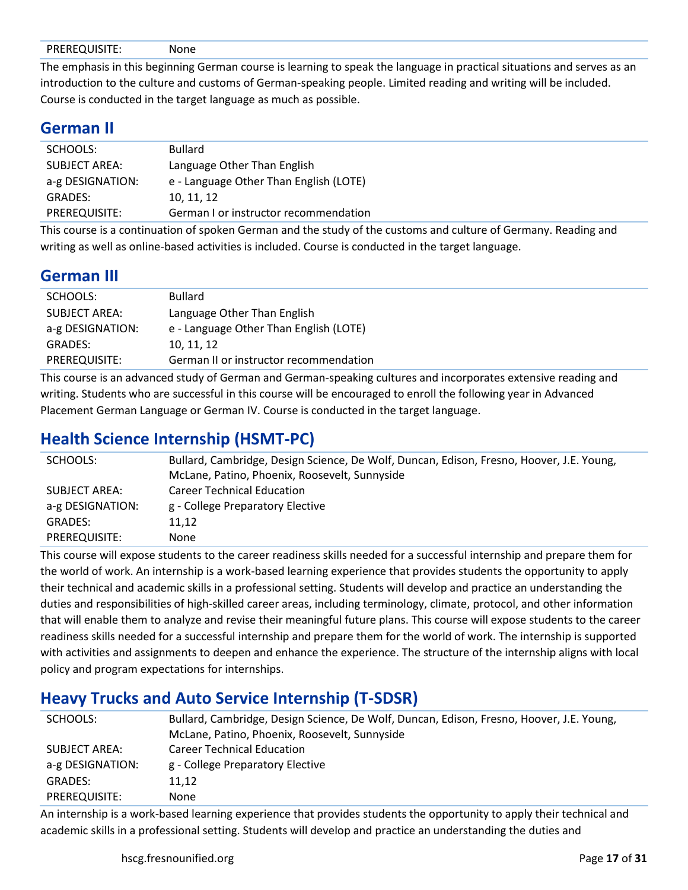| | |
|---|---|
| PREREQUISITE: | None |

The emphasis in this beginning German course is learning to speak the language in practical situations and serves as an introduction to the culture and customs of German-speaking people. Limited reading and writing will be included. Course is conducted in the target language as much as possible.

## German II

| | |
|---|---|
| SCHOOLS: | Bullard |
| SUBJECT AREA: | Language Other Than English |
| a-g DESIGNATION: | e - Language Other Than English (LOTE) |
| GRADES: | 10, 11, 12 |
| PREREQUISITE: | German I or instructor recommendation |

This course is a continuation of spoken German and the study of the customs and culture of Germany. Reading and writing as well as online-based activities is included. Course is conducted in the target language.

## German III

| | |
|---|---|
| SCHOOLS: | Bullard |
| SUBJECT AREA: | Language Other Than English |
| a-g DESIGNATION: | e - Language Other Than English (LOTE) |
| GRADES: | 10, 11, 12 |
| PREREQUISITE: | German II or instructor recommendation |

This course is an advanced study of German and German-speaking cultures and incorporates extensive reading and writing. Students who are successful in this course will be encouraged to enroll the following year in Advanced Placement German Language or German IV. Course is conducted in the target language.

## Health Science Internship (HSMT-PC)

| | |
|---|---|
| SCHOOLS: | Bullard, Cambridge, Design Science, De Wolf, Duncan, Edison, Fresno, Hoover, J.E. Young, McLane, Patino, Phoenix, Roosevelt, Sunnyside |
| SUBJECT AREA: | Career Technical Education |
| a-g DESIGNATION: | g - College Preparatory Elective |
| GRADES: | 11,12 |
| PREREQUISITE: | None |

This course will expose students to the career readiness skills needed for a successful internship and prepare them for the world of work. An internship is a work-based learning experience that provides students the opportunity to apply their technical and academic skills in a professional setting. Students will develop and practice an understanding the duties and responsibilities of high-skilled career areas, including terminology, climate, protocol, and other information that will enable them to analyze and revise their meaningful future plans. This course will expose students to the career readiness skills needed for a successful internship and prepare them for the world of work. The internship is supported with activities and assignments to deepen and enhance the experience. The structure of the internship aligns with local policy and program expectations for internships.

## Heavy Trucks and Auto Service Internship (T-SDSR)

| | |
|---|---|
| SCHOOLS: | Bullard, Cambridge, Design Science, De Wolf, Duncan, Edison, Fresno, Hoover, J.E. Young, McLane, Patino, Phoenix, Roosevelt, Sunnyside |
| SUBJECT AREA: | Career Technical Education |
| a-g DESIGNATION: | g - College Preparatory Elective |
| GRADES: | 11,12 |
| PREREQUISITE: | None |

An internship is a work-based learning experience that provides students the opportunity to apply their technical and academic skills in a professional setting. Students will develop and practice an understanding the duties and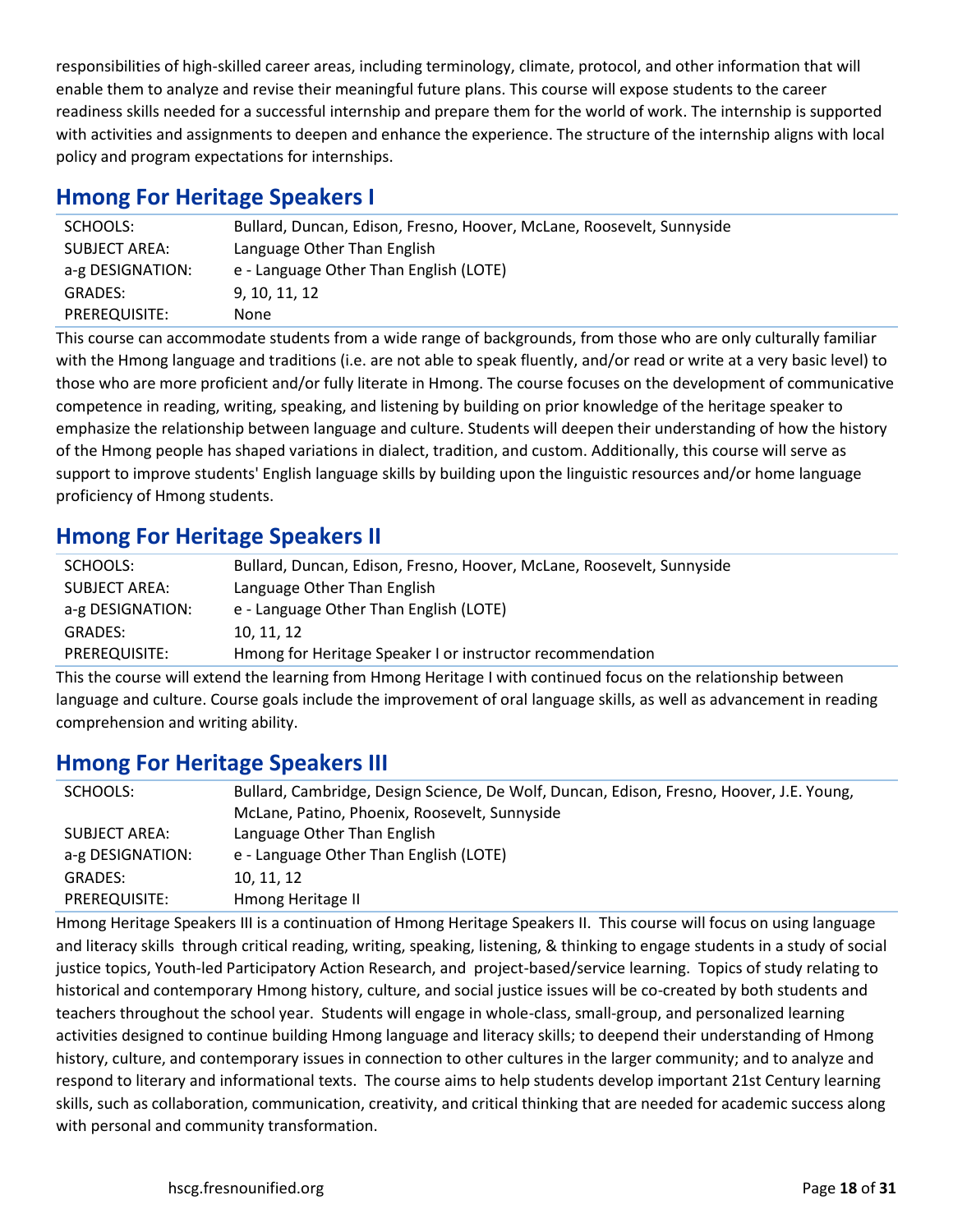responsibilities of high-skilled career areas, including terminology, climate, protocol, and other information that will enable them to analyze and revise their meaningful future plans. This course will expose students to the career readiness skills needed for a successful internship and prepare them for the world of work. The internship is supported with activities and assignments to deepen and enhance the experience. The structure of the internship aligns with local policy and program expectations for internships.

## Hmong For Heritage Speakers I

| | |
|---|---|
| SCHOOLS: | Bullard, Duncan, Edison, Fresno, Hoover, McLane, Roosevelt, Sunnyside |
| SUBJECT AREA: | Language Other Than English |
| a-g DESIGNATION: | e - Language Other Than English (LOTE) |
| GRADES: | 9, 10, 11, 12 |
| PREREQUISITE: | None |

This course can accommodate students from a wide range of backgrounds, from those who are only culturally familiar with the Hmong language and traditions (i.e. are not able to speak fluently, and/or read or write at a very basic level) to those who are more proficient and/or fully literate in Hmong. The course focuses on the development of communicative competence in reading, writing, speaking, and listening by building on prior knowledge of the heritage speaker to emphasize the relationship between language and culture. Students will deepen their understanding of how the history of the Hmong people has shaped variations in dialect, tradition, and custom. Additionally, this course will serve as support to improve students' English language skills by building upon the linguistic resources and/or home language proficiency of Hmong students.

## Hmong For Heritage Speakers II

| | |
|---|---|
| SCHOOLS: | Bullard, Duncan, Edison, Fresno, Hoover, McLane, Roosevelt, Sunnyside |
| SUBJECT AREA: | Language Other Than English |
| a-g DESIGNATION: | e - Language Other Than English (LOTE) |
| GRADES: | 10, 11, 12 |
| PREREQUISITE: | Hmong for Heritage Speaker I or instructor recommendation |

This the course will extend the learning from Hmong Heritage I with continued focus on the relationship between language and culture. Course goals include the improvement of oral language skills, as well as advancement in reading comprehension and writing ability.

## Hmong For Heritage Speakers III

| | |
|---|---|
| SCHOOLS: | Bullard, Cambridge, Design Science, De Wolf, Duncan, Edison, Fresno, Hoover, J.E. Young, McLane, Patino, Phoenix, Roosevelt, Sunnyside |
| SUBJECT AREA: | Language Other Than English |
| a-g DESIGNATION: | e - Language Other Than English (LOTE) |
| GRADES: | 10, 11, 12 |
| PREREQUISITE: | Hmong Heritage II |

Hmong Heritage Speakers III is a continuation of Hmong Heritage Speakers II. This course will focus on using language and literacy skills through critical reading, writing, speaking, listening, & thinking to engage students in a study of social justice topics, Youth-led Participatory Action Research, and project-based/service learning. Topics of study relating to historical and contemporary Hmong history, culture, and social justice issues will be co-created by both students and teachers throughout the school year. Students will engage in whole-class, small-group, and personalized learning activities designed to continue building Hmong language and literacy skills; to deepend their understanding of Hmong history, culture, and contemporary issues in connection to other cultures in the larger community; and to analyze and respond to literary and informational texts. The course aims to help students develop important 21st Century learning skills, such as collaboration, communication, creativity, and critical thinking that are needed for academic success along with personal and community transformation.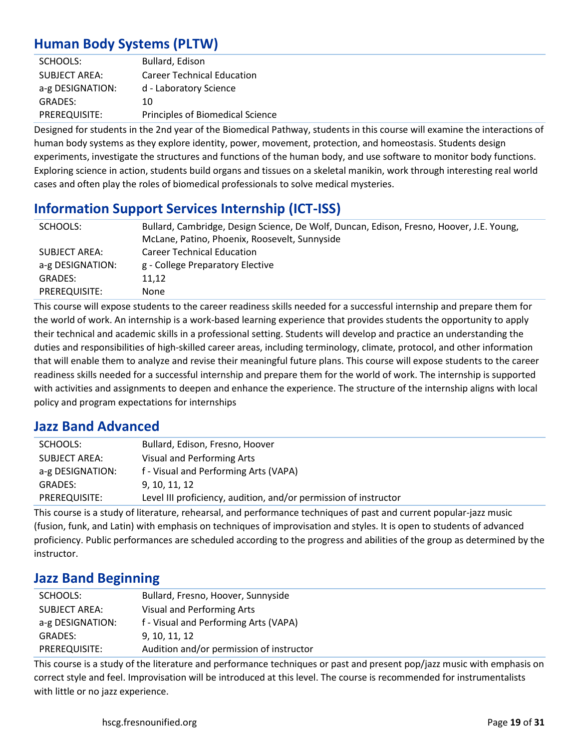## Human Body Systems (PLTW)

| | |
|---|---|
| SCHOOLS: | Bullard, Edison |
| SUBJECT AREA: | Career Technical Education |
| a-g DESIGNATION: | d - Laboratory Science |
| GRADES: | 10 |
| PREREQUISITE: | Principles of Biomedical Science |

Designed for students in the 2nd year of the Biomedical Pathway, students in this course will examine the interactions of human body systems as they explore identity, power, movement, protection, and homeostasis. Students design experiments, investigate the structures and functions of the human body, and use software to monitor body functions. Exploring science in action, students build organs and tissues on a skeletal manikin, work through interesting real world cases and often play the roles of biomedical professionals to solve medical mysteries.

## Information Support Services Internship (ICT-ISS)

| | |
|---|---|
| SCHOOLS: | Bullard, Cambridge, Design Science, De Wolf, Duncan, Edison, Fresno, Hoover, J.E. Young, McLane, Patino, Phoenix, Roosevelt, Sunnyside |
| SUBJECT AREA: | Career Technical Education |
| a-g DESIGNATION: | g - College Preparatory Elective |
| GRADES: | 11,12 |
| PREREQUISITE: | None |

This course will expose students to the career readiness skills needed for a successful internship and prepare them for the world of work. An internship is a work-based learning experience that provides students the opportunity to apply their technical and academic skills in a professional setting. Students will develop and practice an understanding the duties and responsibilities of high-skilled career areas, including terminology, climate, protocol, and other information that will enable them to analyze and revise their meaningful future plans. This course will expose students to the career readiness skills needed for a successful internship and prepare them for the world of work. The internship is supported with activities and assignments to deepen and enhance the experience. The structure of the internship aligns with local policy and program expectations for internships

## Jazz Band Advanced

| | |
|---|---|
| SCHOOLS: | Bullard, Edison, Fresno, Hoover |
| SUBJECT AREA: | Visual and Performing Arts |
| a-g DESIGNATION: | f - Visual and Performing Arts (VAPA) |
| GRADES: | 9, 10, 11, 12 |
| PREREQUISITE: | Level III proficiency, audition, and/or permission of instructor |

This course is a study of literature, rehearsal, and performance techniques of past and current popular-jazz music (fusion, funk, and Latin) with emphasis on techniques of improvisation and styles. It is open to students of advanced proficiency. Public performances are scheduled according to the progress and abilities of the group as determined by the instructor.

## Jazz Band Beginning

| | |
|---|---|
| SCHOOLS: | Bullard, Fresno, Hoover, Sunnyside |
| SUBJECT AREA: | Visual and Performing Arts |
| a-g DESIGNATION: | f - Visual and Performing Arts (VAPA) |
| GRADES: | 9, 10, 11, 12 |
| PREREQUISITE: | Audition and/or permission of instructor |

This course is a study of the literature and performance techniques or past and present pop/jazz music with emphasis on correct style and feel. Improvisation will be introduced at this level. The course is recommended for instrumentalists with little or no jazz experience.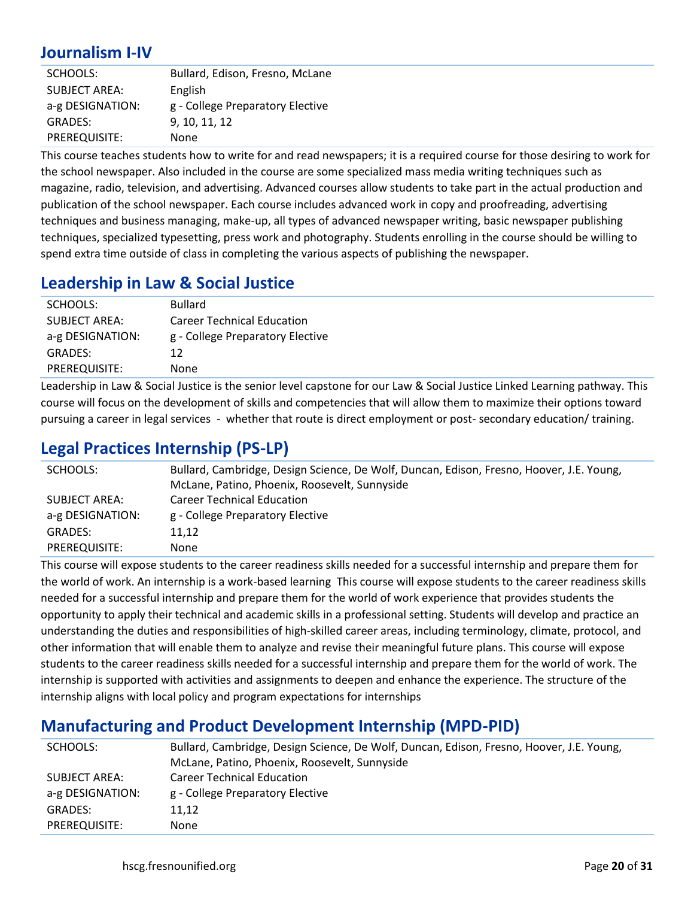## Journalism I-IV

| | |
|---|---|
| SCHOOLS: | Bullard, Edison, Fresno, McLane |
| SUBJECT AREA: | English |
| a-g DESIGNATION: | g - College Preparatory Elective |
| GRADES: | 9, 10, 11, 12 |
| PREREQUISITE: | None |

This course teaches students how to write for and read newspapers; it is a required course for those desiring to work for the school newspaper. Also included in the course are some specialized mass media writing techniques such as magazine, radio, television, and advertising. Advanced courses allow students to take part in the actual production and publication of the school newspaper. Each course includes advanced work in copy and proofreading, advertising techniques and business managing, make-up, all types of advanced newspaper writing, basic newspaper publishing techniques, specialized typesetting, press work and photography. Students enrolling in the course should be willing to spend extra time outside of class in completing the various aspects of publishing the newspaper.

## Leadership in Law & Social Justice

| | |
|---|---|
| SCHOOLS: | Bullard |
| SUBJECT AREA: | Career Technical Education |
| a-g DESIGNATION: | g - College Preparatory Elective |
| GRADES: | 12 |
| PREREQUISITE: | None |

Leadership in Law & Social Justice is the senior level capstone for our Law & Social Justice Linked Learning pathway. This course will focus on the development of skills and competencies that will allow them to maximize their options toward pursuing a career in legal services - whether that route is direct employment or post- secondary education/ training.

## Legal Practices Internship (PS-LP)

| | |
|---|---|
| SCHOOLS: | Bullard, Cambridge, Design Science, De Wolf, Duncan, Edison, Fresno, Hoover, J.E. Young, McLane, Patino, Phoenix, Roosevelt, Sunnyside |
| SUBJECT AREA: | Career Technical Education |
| a-g DESIGNATION: | g - College Preparatory Elective |
| GRADES: | 11,12 |
| PREREQUISITE: | None |

This course will expose students to the career readiness skills needed for a successful internship and prepare them for the world of work. An internship is a work-based learning This course will expose students to the career readiness skills needed for a successful internship and prepare them for the world of work experience that provides students the opportunity to apply their technical and academic skills in a professional setting. Students will develop and practice an understanding the duties and responsibilities of high-skilled career areas, including terminology, climate, protocol, and other information that will enable them to analyze and revise their meaningful future plans. This course will expose students to the career readiness skills needed for a successful internship and prepare them for the world of work. The internship is supported with activities and assignments to deepen and enhance the experience. The structure of the internship aligns with local policy and program expectations for internships

## Manufacturing and Product Development Internship (MPD-PID)

| | |
|---|---|
| SCHOOLS: | Bullard, Cambridge, Design Science, De Wolf, Duncan, Edison, Fresno, Hoover, J.E. Young, McLane, Patino, Phoenix, Roosevelt, Sunnyside |
| SUBJECT AREA: | Career Technical Education |
| a-g DESIGNATION: | g - College Preparatory Elective |
| GRADES: | 11,12 |
| PREREQUISITE: | None |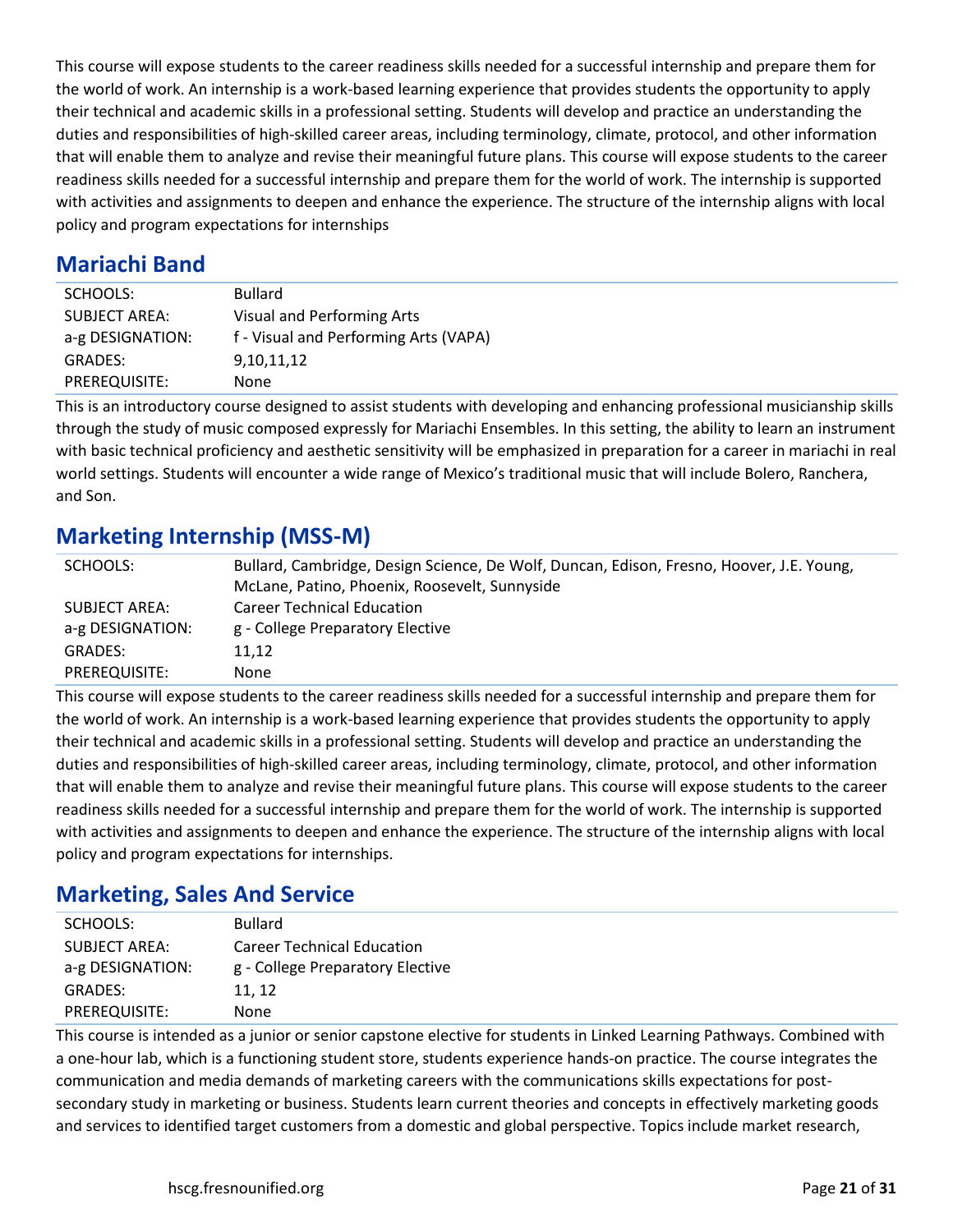This course will expose students to the career readiness skills needed for a successful internship and prepare them for the world of work. An internship is a work-based learning experience that provides students the opportunity to apply their technical and academic skills in a professional setting. Students will develop and practice an understanding the duties and responsibilities of high-skilled career areas, including terminology, climate, protocol, and other information that will enable them to analyze and revise their meaningful future plans. This course will expose students to the career readiness skills needed for a successful internship and prepare them for the world of work. The internship is supported with activities and assignments to deepen and enhance the experience. The structure of the internship aligns with local policy and program expectations for internships

## Mariachi Band

| | |
|---|---|
| SCHOOLS: | Bullard |
| SUBJECT AREA: | Visual and Performing Arts |
| a-g DESIGNATION: | f - Visual and Performing Arts (VAPA) |
| GRADES: | 9,10,11,12 |
| PREREQUISITE: | None |

This is an introductory course designed to assist students with developing and enhancing professional musicianship skills through the study of music composed expressly for Mariachi Ensembles. In this setting, the ability to learn an instrument with basic technical proficiency and aesthetic sensitivity will be emphasized in preparation for a career in mariachi in real world settings. Students will encounter a wide range of Mexico's traditional music that will include Bolero, Ranchera, and Son.

## Marketing Internship (MSS-M)

| | |
|---|---|
| SCHOOLS: | Bullard, Cambridge, Design Science, De Wolf, Duncan, Edison, Fresno, Hoover, J.E. Young, McLane, Patino, Phoenix, Roosevelt, Sunnyside |
| SUBJECT AREA: | Career Technical Education |
| a-g DESIGNATION: | g - College Preparatory Elective |
| GRADES: | 11,12 |
| PREREQUISITE: | None |

This course will expose students to the career readiness skills needed for a successful internship and prepare them for the world of work. An internship is a work-based learning experience that provides students the opportunity to apply their technical and academic skills in a professional setting. Students will develop and practice an understanding the duties and responsibilities of high-skilled career areas, including terminology, climate, protocol, and other information that will enable them to analyze and revise their meaningful future plans. This course will expose students to the career readiness skills needed for a successful internship and prepare them for the world of work. The internship is supported with activities and assignments to deepen and enhance the experience. The structure of the internship aligns with local policy and program expectations for internships.

## Marketing, Sales And Service

| | |
|---|---|
| SCHOOLS: | Bullard |
| SUBJECT AREA: | Career Technical Education |
| a-g DESIGNATION: | g - College Preparatory Elective |
| GRADES: | 11, 12 |
| PREREQUISITE: | None |

This course is intended as a junior or senior capstone elective for students in Linked Learning Pathways. Combined with a one-hour lab, which is a functioning student store, students experience hands-on practice. The course integrates the communication and media demands of marketing careers with the communications skills expectations for post-secondary study in marketing or business. Students learn current theories and concepts in effectively marketing goods and services to identified target customers from a domestic and global perspective. Topics include market research,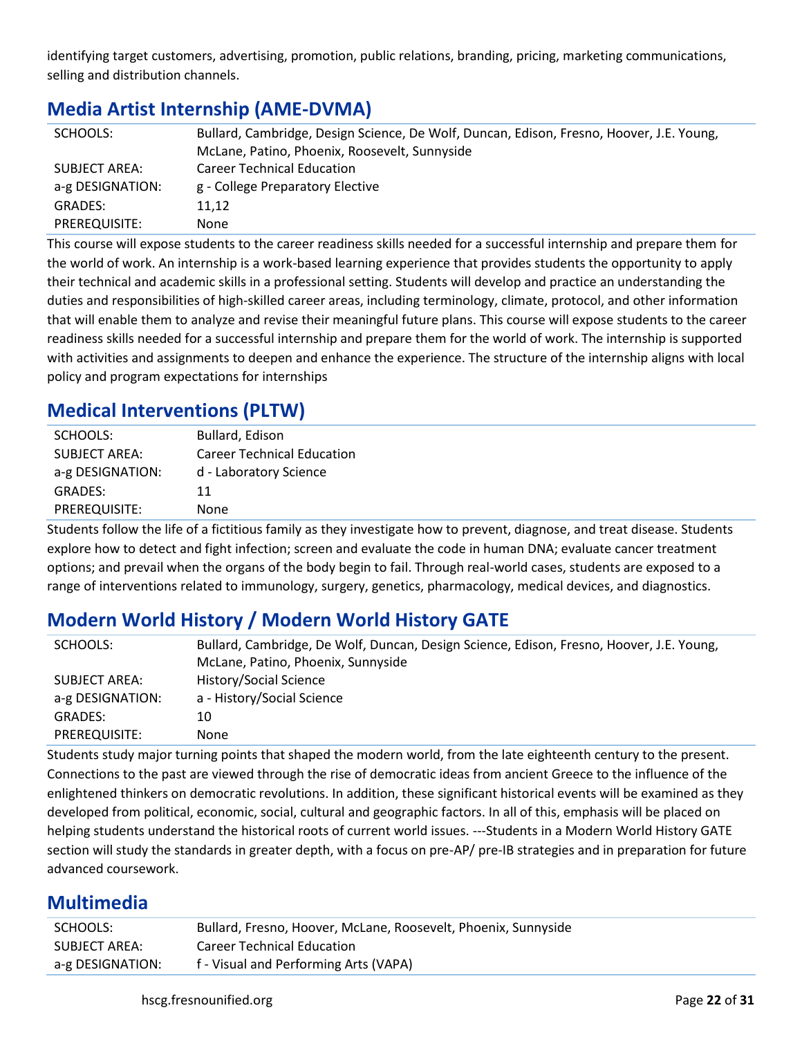identifying target customers, advertising, promotion, public relations, branding, pricing, marketing communications, selling and distribution channels.

## Media Artist Internship (AME-DVMA)

| | |
|---|---|
| SCHOOLS: | Bullard, Cambridge, Design Science, De Wolf, Duncan, Edison, Fresno, Hoover, J.E. Young, McLane, Patino, Phoenix, Roosevelt, Sunnyside |
| SUBJECT AREA: | Career Technical Education |
| a-g DESIGNATION: | g - College Preparatory Elective |
| GRADES: | 11,12 |
| PREREQUISITE: | None |

This course will expose students to the career readiness skills needed for a successful internship and prepare them for the world of work. An internship is a work-based learning experience that provides students the opportunity to apply their technical and academic skills in a professional setting. Students will develop and practice an understanding the duties and responsibilities of high-skilled career areas, including terminology, climate, protocol, and other information that will enable them to analyze and revise their meaningful future plans. This course will expose students to the career readiness skills needed for a successful internship and prepare them for the world of work. The internship is supported with activities and assignments to deepen and enhance the experience. The structure of the internship aligns with local policy and program expectations for internships

## Medical Interventions (PLTW)

| | |
|---|---|
| SCHOOLS: | Bullard, Edison |
| SUBJECT AREA: | Career Technical Education |
| a-g DESIGNATION: | d - Laboratory Science |
| GRADES: | 11 |
| PREREQUISITE: | None |

Students follow the life of a fictitious family as they investigate how to prevent, diagnose, and treat disease. Students explore how to detect and fight infection; screen and evaluate the code in human DNA; evaluate cancer treatment options; and prevail when the organs of the body begin to fail. Through real-world cases, students are exposed to a range of interventions related to immunology, surgery, genetics, pharmacology, medical devices, and diagnostics.

## Modern World History / Modern World History GATE

| | |
|---|---|
| SCHOOLS: | Bullard, Cambridge, De Wolf, Duncan, Design Science, Edison, Fresno, Hoover, J.E. Young, McLane, Patino, Phoenix, Sunnyside |
| SUBJECT AREA: | History/Social Science |
| a-g DESIGNATION: | a - History/Social Science |
| GRADES: | 10 |
| PREREQUISITE: | None |

Students study major turning points that shaped the modern world, from the late eighteenth century to the present. Connections to the past are viewed through the rise of democratic ideas from ancient Greece to the influence of the enlightened thinkers on democratic revolutions. In addition, these significant historical events will be examined as they developed from political, economic, social, cultural and geographic factors. In all of this, emphasis will be placed on helping students understand the historical roots of current world issues. ---Students in a Modern World History GATE section will study the standards in greater depth, with a focus on pre-AP/ pre-IB strategies and in preparation for future advanced coursework.

## Multimedia

| | |
|---|---|
| SCHOOLS: | Bullard, Fresno, Hoover, McLane, Roosevelt, Phoenix, Sunnyside |
| SUBJECT AREA: | Career Technical Education |
| a-g DESIGNATION: | f - Visual and Performing Arts (VAPA) |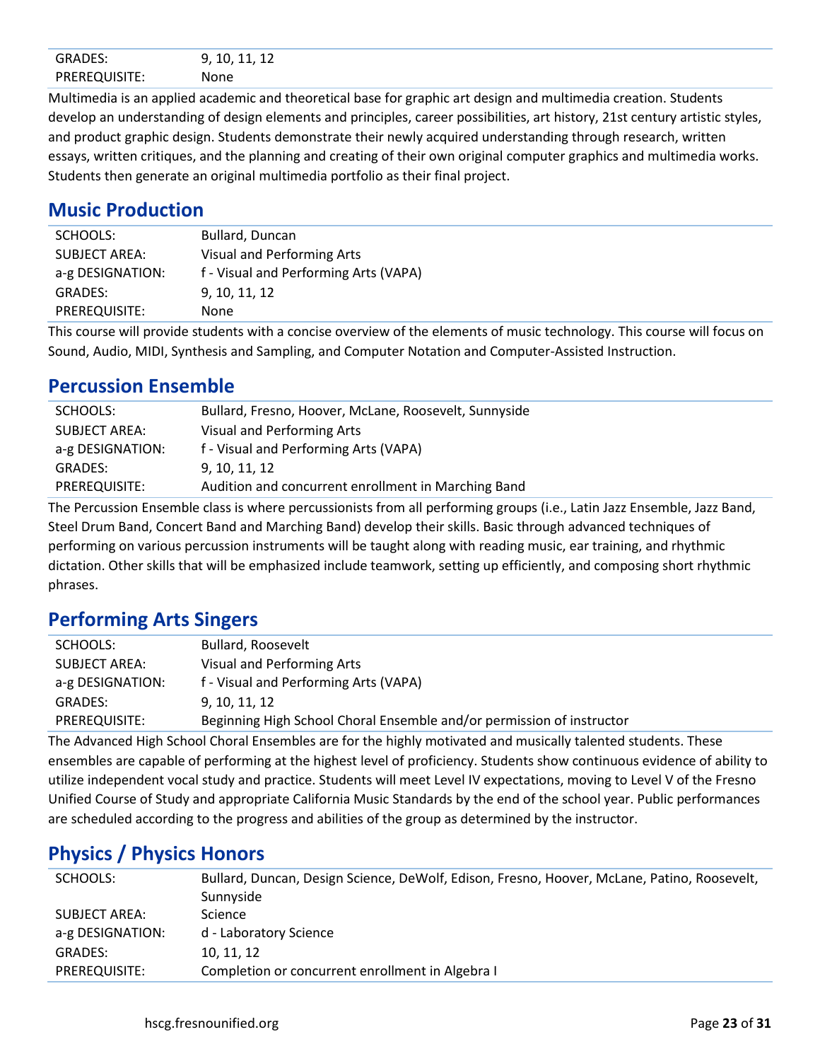| | |
|---|---|
| GRADES: | 9, 10, 11, 12 |
| PREREQUISITE: | None |

Multimedia is an applied academic and theoretical base for graphic art design and multimedia creation. Students develop an understanding of design elements and principles, career possibilities, art history, 21st century artistic styles, and product graphic design. Students demonstrate their newly acquired understanding through research, written essays, written critiques, and the planning and creating of their own original computer graphics and multimedia works. Students then generate an original multimedia portfolio as their final project.

## Music Production

| | |
|---|---|
| SCHOOLS: | Bullard, Duncan |
| SUBJECT AREA: | Visual and Performing Arts |
| a-g DESIGNATION: | f - Visual and Performing Arts (VAPA) |
| GRADES: | 9, 10, 11, 12 |
| PREREQUISITE: | None |

This course will provide students with a concise overview of the elements of music technology. This course will focus on Sound, Audio, MIDI, Synthesis and Sampling, and Computer Notation and Computer-Assisted Instruction.

## Percussion Ensemble

| | |
|---|---|
| SCHOOLS: | Bullard, Fresno, Hoover, McLane, Roosevelt, Sunnyside |
| SUBJECT AREA: | Visual and Performing Arts |
| a-g DESIGNATION: | f - Visual and Performing Arts (VAPA) |
| GRADES: | 9, 10, 11, 12 |
| PREREQUISITE: | Audition and concurrent enrollment in Marching Band |

The Percussion Ensemble class is where percussionists from all performing groups (i.e., Latin Jazz Ensemble, Jazz Band, Steel Drum Band, Concert Band and Marching Band) develop their skills. Basic through advanced techniques of performing on various percussion instruments will be taught along with reading music, ear training, and rhythmic dictation. Other skills that will be emphasized include teamwork, setting up efficiently, and composing short rhythmic phrases.

## Performing Arts Singers

| | |
|---|---|
| SCHOOLS: | Bullard, Roosevelt |
| SUBJECT AREA: | Visual and Performing Arts |
| a-g DESIGNATION: | f - Visual and Performing Arts (VAPA) |
| GRADES: | 9, 10, 11, 12 |
| PREREQUISITE: | Beginning High School Choral Ensemble and/or permission of instructor |

The Advanced High School Choral Ensembles are for the highly motivated and musically talented students. These ensembles are capable of performing at the highest level of proficiency. Students show continuous evidence of ability to utilize independent vocal study and practice. Students will meet Level IV expectations, moving to Level V of the Fresno Unified Course of Study and appropriate California Music Standards by the end of the school year. Public performances are scheduled according to the progress and abilities of the group as determined by the instructor.

## Physics / Physics Honors

| | |
|---|---|
| SCHOOLS: | Bullard, Duncan, Design Science, DeWolf, Edison, Fresno, Hoover, McLane, Patino, Roosevelt, Sunnyside |
| SUBJECT AREA: | Science |
| a-g DESIGNATION: | d - Laboratory Science |
| GRADES: | 10, 11, 12 |
| PREREQUISITE: | Completion or concurrent enrollment in Algebra I |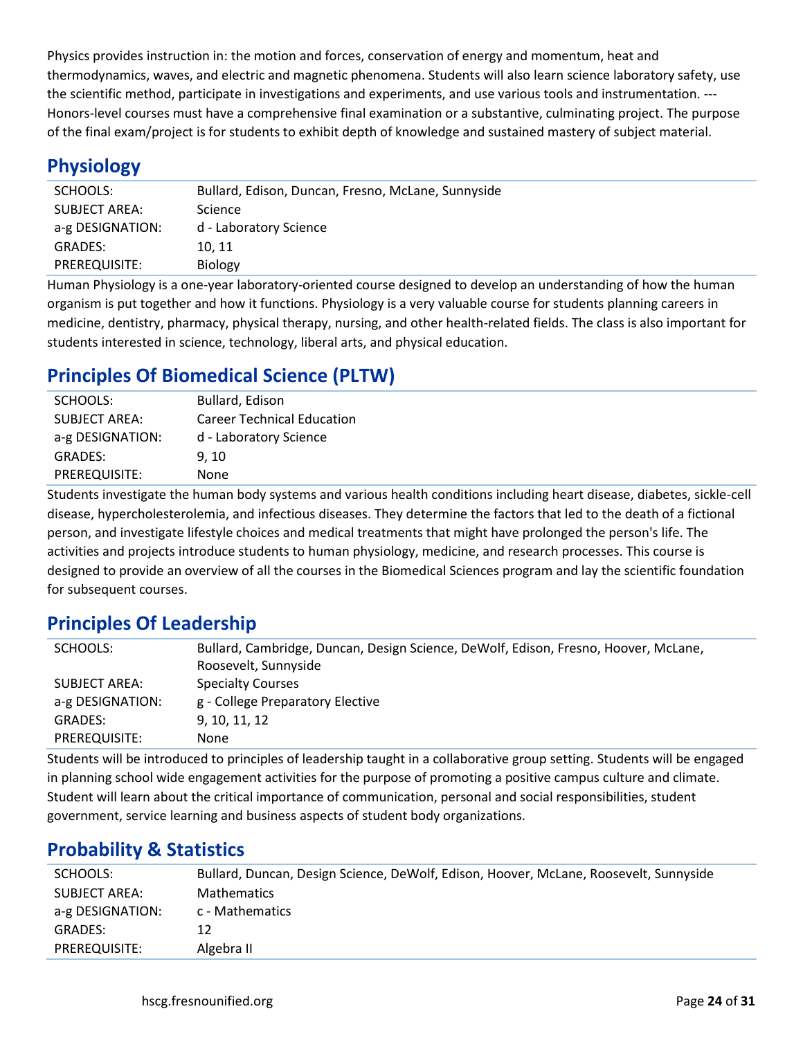Physics provides instruction in: the motion and forces, conservation of energy and momentum, heat and thermodynamics, waves, and electric and magnetic phenomena. Students will also learn science laboratory safety, use the scientific method, participate in investigations and experiments, and use various tools and instrumentation. --- Honors-level courses must have a comprehensive final examination or a substantive, culminating project. The purpose of the final exam/project is for students to exhibit depth of knowledge and sustained mastery of subject material.

## Physiology

| | |
|---|---|
| SCHOOLS: | Bullard, Edison, Duncan, Fresno, McLane, Sunnyside |
| SUBJECT AREA: | Science |
| a-g DESIGNATION: | d - Laboratory Science |
| GRADES: | 10, 11 |
| PREREQUISITE: | Biology |

Human Physiology is a one-year laboratory-oriented course designed to develop an understanding of how the human organism is put together and how it functions. Physiology is a very valuable course for students planning careers in medicine, dentistry, pharmacy, physical therapy, nursing, and other health-related fields. The class is also important for students interested in science, technology, liberal arts, and physical education.

## Principles Of Biomedical Science (PLTW)

| | |
|---|---|
| SCHOOLS: | Bullard, Edison |
| SUBJECT AREA: | Career Technical Education |
| a-g DESIGNATION: | d - Laboratory Science |
| GRADES: | 9, 10 |
| PREREQUISITE: | None |

Students investigate the human body systems and various health conditions including heart disease, diabetes, sickle-cell disease, hypercholesterolemia, and infectious diseases. They determine the factors that led to the death of a fictional person, and investigate lifestyle choices and medical treatments that might have prolonged the person's life. The activities and projects introduce students to human physiology, medicine, and research processes. This course is designed to provide an overview of all the courses in the Biomedical Sciences program and lay the scientific foundation for subsequent courses.

## Principles Of Leadership

| | |
|---|---|
| SCHOOLS: | Bullard, Cambridge, Duncan, Design Science, DeWolf, Edison, Fresno, Hoover, McLane, Roosevelt, Sunnyside |
| SUBJECT AREA: | Specialty Courses |
| a-g DESIGNATION: | g - College Preparatory Elective |
| GRADES: | 9, 10, 11, 12 |
| PREREQUISITE: | None |

Students will be introduced to principles of leadership taught in a collaborative group setting. Students will be engaged in planning school wide engagement activities for the purpose of promoting a positive campus culture and climate. Student will learn about the critical importance of communication, personal and social responsibilities, student government, service learning and business aspects of student body organizations.

## Probability & Statistics

| | |
|---|---|
| SCHOOLS: | Bullard, Duncan, Design Science, DeWolf, Edison, Hoover, McLane, Roosevelt, Sunnyside |
| SUBJECT AREA: | Mathematics |
| a-g DESIGNATION: | c - Mathematics |
| GRADES: | 12 |
| PREREQUISITE: | Algebra II |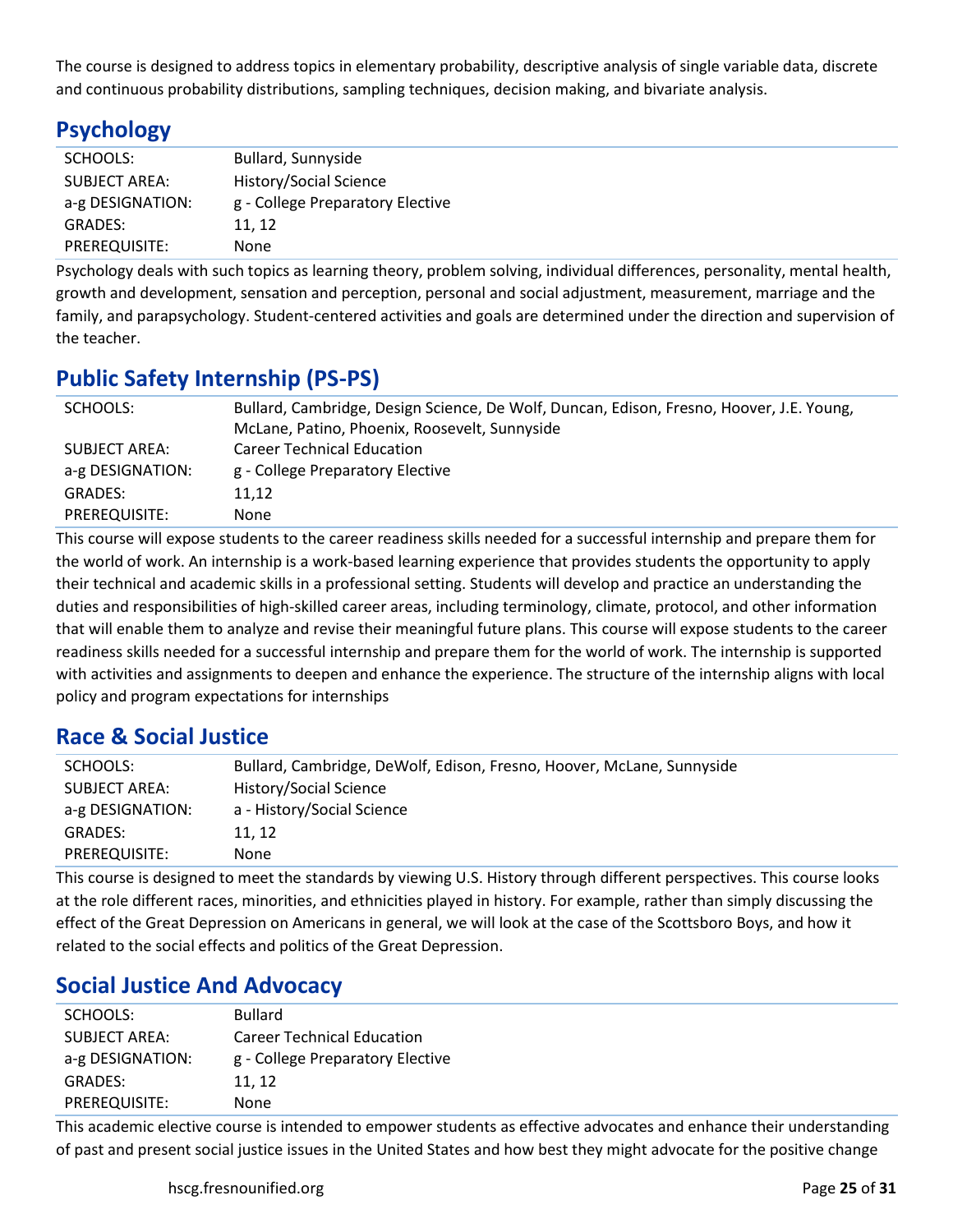The course is designed to address topics in elementary probability, descriptive analysis of single variable data, discrete and continuous probability distributions, sampling techniques, decision making, and bivariate analysis.

## Psychology

| | |
|---|---|
| SCHOOLS: | Bullard, Sunnyside |
| SUBJECT AREA: | History/Social Science |
| a-g DESIGNATION: | g - College Preparatory Elective |
| GRADES: | 11, 12 |
| PREREQUISITE: | None |

Psychology deals with such topics as learning theory, problem solving, individual differences, personality, mental health, growth and development, sensation and perception, personal and social adjustment, measurement, marriage and the family, and parapsychology. Student-centered activities and goals are determined under the direction and supervision of the teacher.

## Public Safety Internship (PS-PS)

| | |
|---|---|
| SCHOOLS: | Bullard, Cambridge, Design Science, De Wolf, Duncan, Edison, Fresno, Hoover, J.E. Young, McLane, Patino, Phoenix, Roosevelt, Sunnyside |
| SUBJECT AREA: | Career Technical Education |
| a-g DESIGNATION: | g - College Preparatory Elective |
| GRADES: | 11,12 |
| PREREQUISITE: | None |

This course will expose students to the career readiness skills needed for a successful internship and prepare them for the world of work. An internship is a work-based learning experience that provides students the opportunity to apply their technical and academic skills in a professional setting. Students will develop and practice an understanding the duties and responsibilities of high-skilled career areas, including terminology, climate, protocol, and other information that will enable them to analyze and revise their meaningful future plans. This course will expose students to the career readiness skills needed for a successful internship and prepare them for the world of work. The internship is supported with activities and assignments to deepen and enhance the experience. The structure of the internship aligns with local policy and program expectations for internships

## Race & Social Justice

| | |
|---|---|
| SCHOOLS: | Bullard, Cambridge, DeWolf, Edison, Fresno, Hoover, McLane, Sunnyside |
| SUBJECT AREA: | History/Social Science |
| a-g DESIGNATION: | a - History/Social Science |
| GRADES: | 11, 12 |
| PREREQUISITE: | None |

This course is designed to meet the standards by viewing U.S. History through different perspectives. This course looks at the role different races, minorities, and ethnicities played in history. For example, rather than simply discussing the effect of the Great Depression on Americans in general, we will look at the case of the Scottsboro Boys, and how it related to the social effects and politics of the Great Depression.

## Social Justice And Advocacy

| | |
|---|---|
| SCHOOLS: | Bullard |
| SUBJECT AREA: | Career Technical Education |
| a-g DESIGNATION: | g - College Preparatory Elective |
| GRADES: | 11, 12 |
| PREREQUISITE: | None |

This academic elective course is intended to empower students as effective advocates and enhance their understanding of past and present social justice issues in the United States and how best they might advocate for the positive change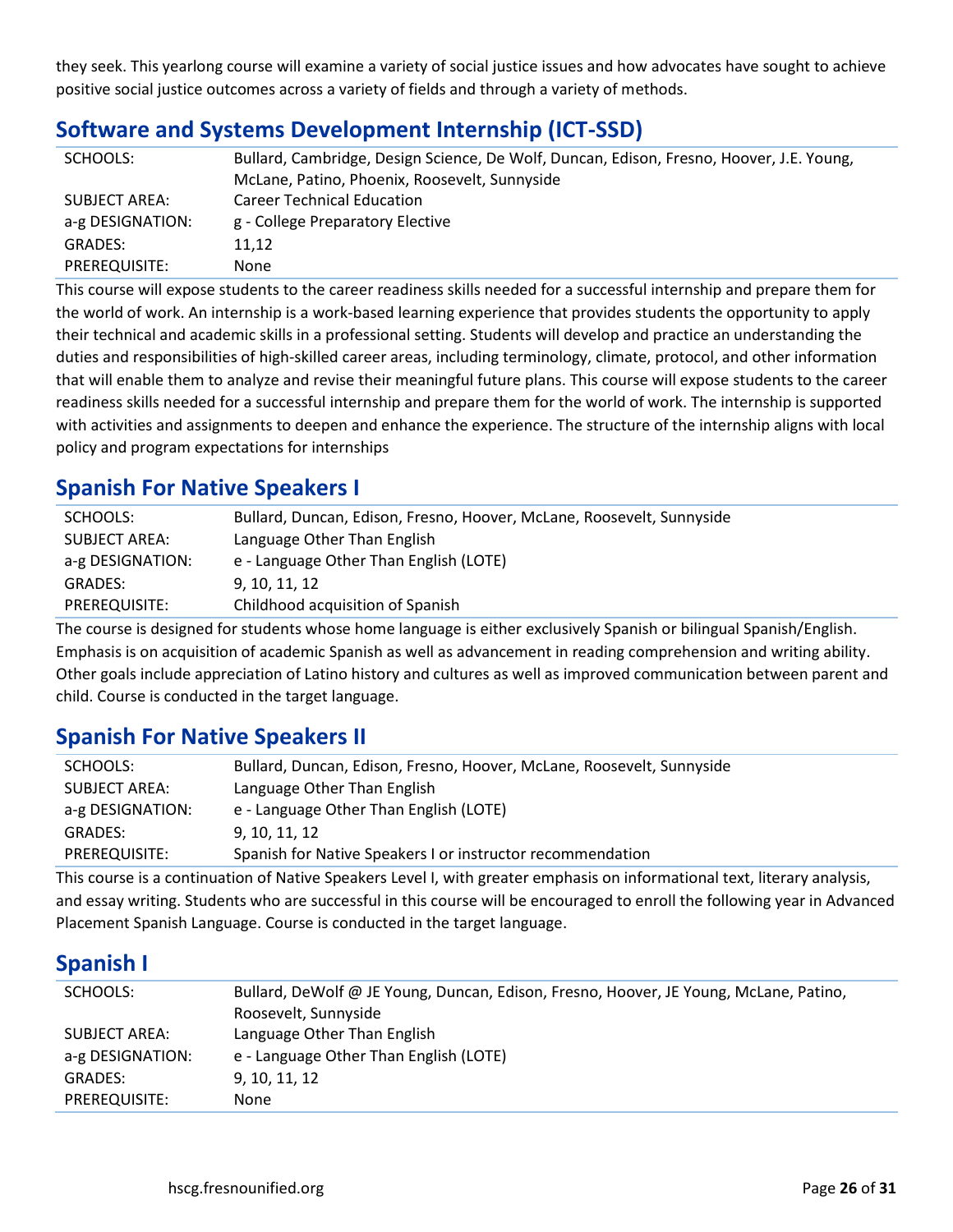they seek. This yearlong course will examine a variety of social justice issues and how advocates have sought to achieve positive social justice outcomes across a variety of fields and through a variety of methods.

## Software and Systems Development Internship (ICT-SSD)

| | |
|---|---|
| SCHOOLS: | Bullard, Cambridge, Design Science, De Wolf, Duncan, Edison, Fresno, Hoover, J.E. Young, McLane, Patino, Phoenix, Roosevelt, Sunnyside |
| SUBJECT AREA: | Career Technical Education |
| a-g DESIGNATION: | g - College Preparatory Elective |
| GRADES: | 11,12 |
| PREREQUISITE: | None |

This course will expose students to the career readiness skills needed for a successful internship and prepare them for the world of work. An internship is a work-based learning experience that provides students the opportunity to apply their technical and academic skills in a professional setting. Students will develop and practice an understanding the duties and responsibilities of high-skilled career areas, including terminology, climate, protocol, and other information that will enable them to analyze and revise their meaningful future plans. This course will expose students to the career readiness skills needed for a successful internship and prepare them for the world of work. The internship is supported with activities and assignments to deepen and enhance the experience. The structure of the internship aligns with local policy and program expectations for internships

## Spanish For Native Speakers I

| | |
|---|---|
| SCHOOLS: | Bullard, Duncan, Edison, Fresno, Hoover, McLane, Roosevelt, Sunnyside |
| SUBJECT AREA: | Language Other Than English |
| a-g DESIGNATION: | e - Language Other Than English (LOTE) |
| GRADES: | 9, 10, 11, 12 |
| PREREQUISITE: | Childhood acquisition of Spanish |

The course is designed for students whose home language is either exclusively Spanish or bilingual Spanish/English. Emphasis is on acquisition of academic Spanish as well as advancement in reading comprehension and writing ability. Other goals include appreciation of Latino history and cultures as well as improved communication between parent and child. Course is conducted in the target language.

## Spanish For Native Speakers II

| | |
|---|---|
| SCHOOLS: | Bullard, Duncan, Edison, Fresno, Hoover, McLane, Roosevelt, Sunnyside |
| SUBJECT AREA: | Language Other Than English |
| a-g DESIGNATION: | e - Language Other Than English (LOTE) |
| GRADES: | 9, 10, 11, 12 |
| PREREQUISITE: | Spanish for Native Speakers I or instructor recommendation |

This course is a continuation of Native Speakers Level I, with greater emphasis on informational text, literary analysis, and essay writing. Students who are successful in this course will be encouraged to enroll the following year in Advanced Placement Spanish Language. Course is conducted in the target language.

## Spanish I

| | |
|---|---|
| SCHOOLS: | Bullard, DeWolf @ JE Young, Duncan, Edison, Fresno, Hoover, JE Young, McLane, Patino, Roosevelt, Sunnyside |
| SUBJECT AREA: | Language Other Than English |
| a-g DESIGNATION: | e - Language Other Than English (LOTE) |
| GRADES: | 9, 10, 11, 12 |
| PREREQUISITE: | None |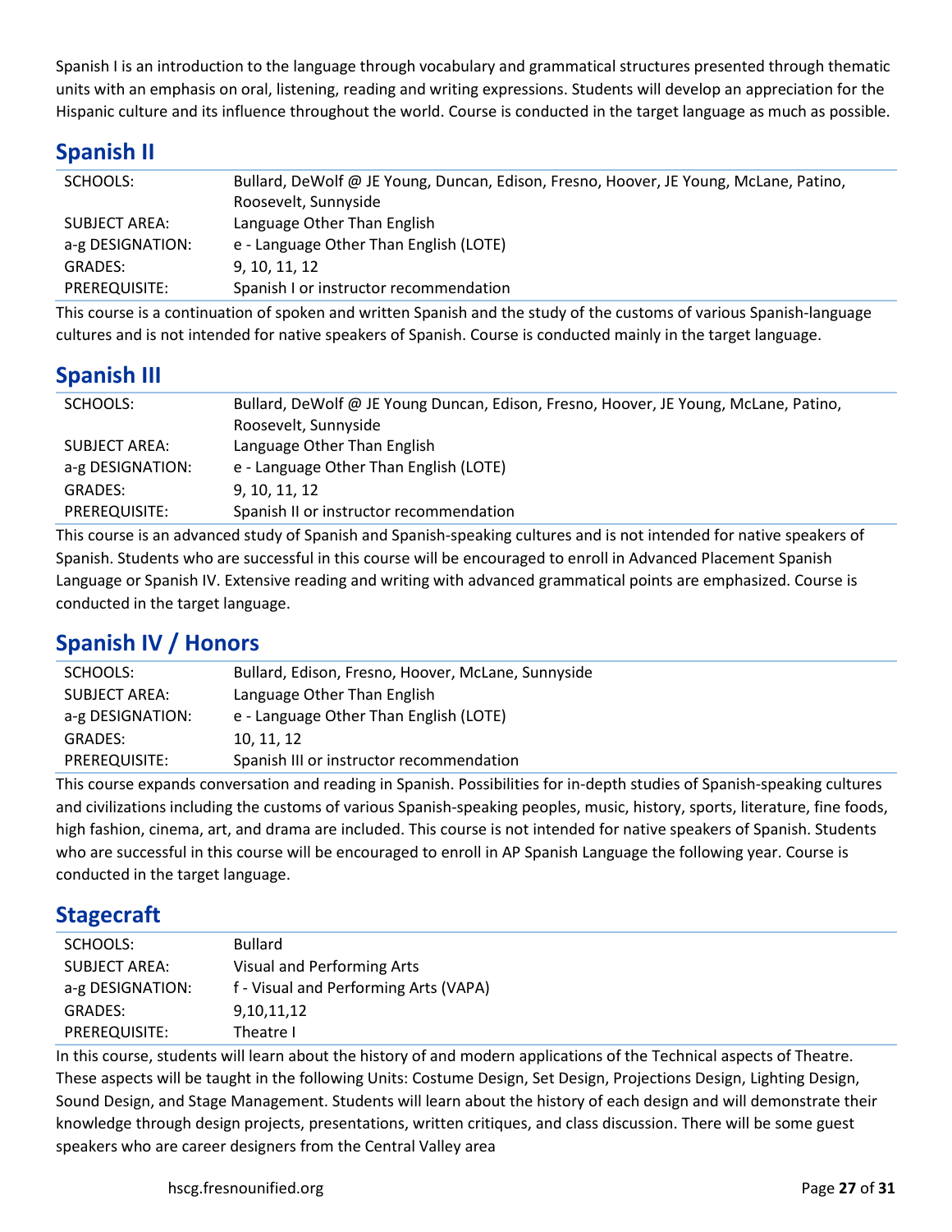Spanish I is an introduction to the language through vocabulary and grammatical structures presented through thematic units with an emphasis on oral, listening, reading and writing expressions. Students will develop an appreciation for the Hispanic culture and its influence throughout the world. Course is conducted in the target language as much as possible.

## Spanish II

| | |
|---|---|
| SCHOOLS: | Bullard, DeWolf @ JE Young, Duncan, Edison, Fresno, Hoover, JE Young, McLane, Patino, Roosevelt, Sunnyside |
| SUBJECT AREA: | Language Other Than English |
| a-g DESIGNATION: | e - Language Other Than English (LOTE) |
| GRADES: | 9, 10, 11, 12 |
| PREREQUISITE: | Spanish I or instructor recommendation |

This course is a continuation of spoken and written Spanish and the study of the customs of various Spanish-language cultures and is not intended for native speakers of Spanish. Course is conducted mainly in the target language.

## Spanish III

| | |
|---|---|
| SCHOOLS: | Bullard, DeWolf @ JE Young Duncan, Edison, Fresno, Hoover, JE Young, McLane, Patino, Roosevelt, Sunnyside |
| SUBJECT AREA: | Language Other Than English |
| a-g DESIGNATION: | e - Language Other Than English (LOTE) |
| GRADES: | 9, 10, 11, 12 |
| PREREQUISITE: | Spanish II or instructor recommendation |

This course is an advanced study of Spanish and Spanish-speaking cultures and is not intended for native speakers of Spanish. Students who are successful in this course will be encouraged to enroll in Advanced Placement Spanish Language or Spanish IV. Extensive reading and writing with advanced grammatical points are emphasized. Course is conducted in the target language.

## Spanish IV / Honors

| | |
|---|---|
| SCHOOLS: | Bullard, Edison, Fresno, Hoover, McLane, Sunnyside |
| SUBJECT AREA: | Language Other Than English |
| a-g DESIGNATION: | e - Language Other Than English (LOTE) |
| GRADES: | 10, 11, 12 |
| PREREQUISITE: | Spanish III or instructor recommendation |

This course expands conversation and reading in Spanish. Possibilities for in-depth studies of Spanish-speaking cultures and civilizations including the customs of various Spanish-speaking peoples, music, history, sports, literature, fine foods, high fashion, cinema, art, and drama are included. This course is not intended for native speakers of Spanish. Students who are successful in this course will be encouraged to enroll in AP Spanish Language the following year. Course is conducted in the target language.

## Stagecraft

| | |
|---|---|
| SCHOOLS: | Bullard |
| SUBJECT AREA: | Visual and Performing Arts |
| a-g DESIGNATION: | f - Visual and Performing Arts (VAPA) |
| GRADES: | 9,10,11,12 |
| PREREQUISITE: | Theatre I |

In this course, students will learn about the history of and modern applications of the Technical aspects of Theatre. These aspects will be taught in the following Units: Costume Design, Set Design, Projections Design, Lighting Design, Sound Design, and Stage Management. Students will learn about the history of each design and will demonstrate their knowledge through design projects, presentations, written critiques, and class discussion. There will be some guest speakers who are career designers from the Central Valley area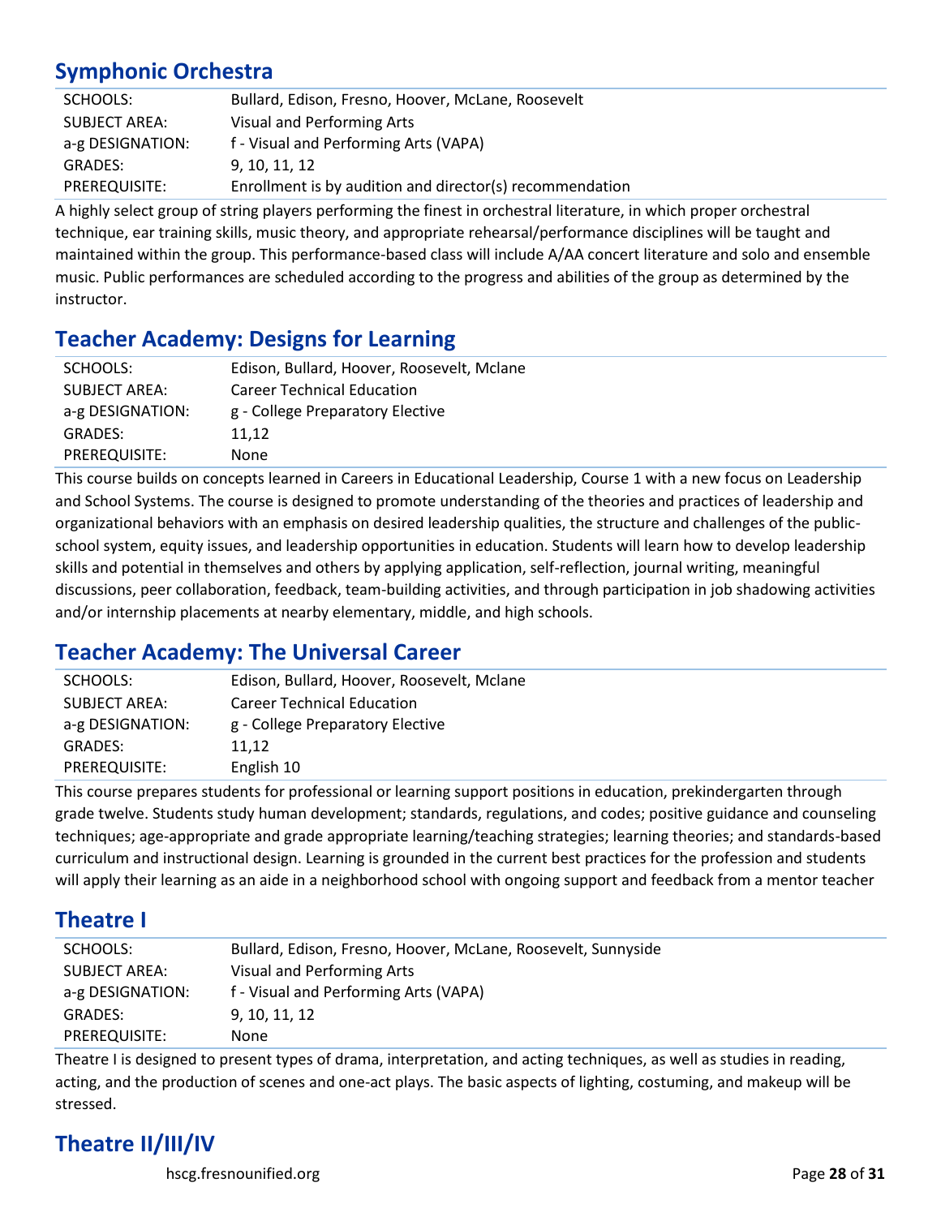## Symphonic Orchestra

| | |
|---|---|
| SCHOOLS: | Bullard, Edison, Fresno, Hoover, McLane, Roosevelt |
| SUBJECT AREA: | Visual and Performing Arts |
| a-g DESIGNATION: | f - Visual and Performing Arts (VAPA) |
| GRADES: | 9, 10, 11, 12 |
| PREREQUISITE: | Enrollment is by audition and director(s) recommendation |

A highly select group of string players performing the finest in orchestral literature, in which proper orchestral technique, ear training skills, music theory, and appropriate rehearsal/performance disciplines will be taught and maintained within the group. This performance-based class will include A/AA concert literature and solo and ensemble music. Public performances are scheduled according to the progress and abilities of the group as determined by the instructor.

## Teacher Academy: Designs for Learning

| | |
|---|---|
| SCHOOLS: | Edison, Bullard, Hoover, Roosevelt, Mclane |
| SUBJECT AREA: | Career Technical Education |
| a-g DESIGNATION: | g - College Preparatory Elective |
| GRADES: | 11,12 |
| PREREQUISITE: | None |

This course builds on concepts learned in Careers in Educational Leadership, Course 1 with a new focus on Leadership and School Systems. The course is designed to promote understanding of the theories and practices of leadership and organizational behaviors with an emphasis on desired leadership qualities, the structure and challenges of the public-school system, equity issues, and leadership opportunities in education. Students will learn how to develop leadership skills and potential in themselves and others by applying application, self-reflection, journal writing, meaningful discussions, peer collaboration, feedback, team-building activities, and through participation in job shadowing activities and/or internship placements at nearby elementary, middle, and high schools.

## Teacher Academy: The Universal Career

| | |
|---|---|
| SCHOOLS: | Edison, Bullard, Hoover, Roosevelt, Mclane |
| SUBJECT AREA: | Career Technical Education |
| a-g DESIGNATION: | g - College Preparatory Elective |
| GRADES: | 11,12 |
| PREREQUISITE: | English 10 |

This course prepares students for professional or learning support positions in education, prekindergarten through grade twelve. Students study human development; standards, regulations, and codes; positive guidance and counseling techniques; age-appropriate and grade appropriate learning/teaching strategies; learning theories; and standards-based curriculum and instructional design. Learning is grounded in the current best practices for the profession and students will apply their learning as an aide in a neighborhood school with ongoing support and feedback from a mentor teacher

## Theatre I

| | |
|---|---|
| SCHOOLS: | Bullard, Edison, Fresno, Hoover, McLane, Roosevelt, Sunnyside |
| SUBJECT AREA: | Visual and Performing Arts |
| a-g DESIGNATION: | f - Visual and Performing Arts (VAPA) |
| GRADES: | 9, 10, 11, 12 |
| PREREQUISITE: | None |

Theatre I is designed to present types of drama, interpretation, and acting techniques, as well as studies in reading, acting, and the production of scenes and one-act plays. The basic aspects of lighting, costuming, and makeup will be stressed.

## Theatre II/III/IV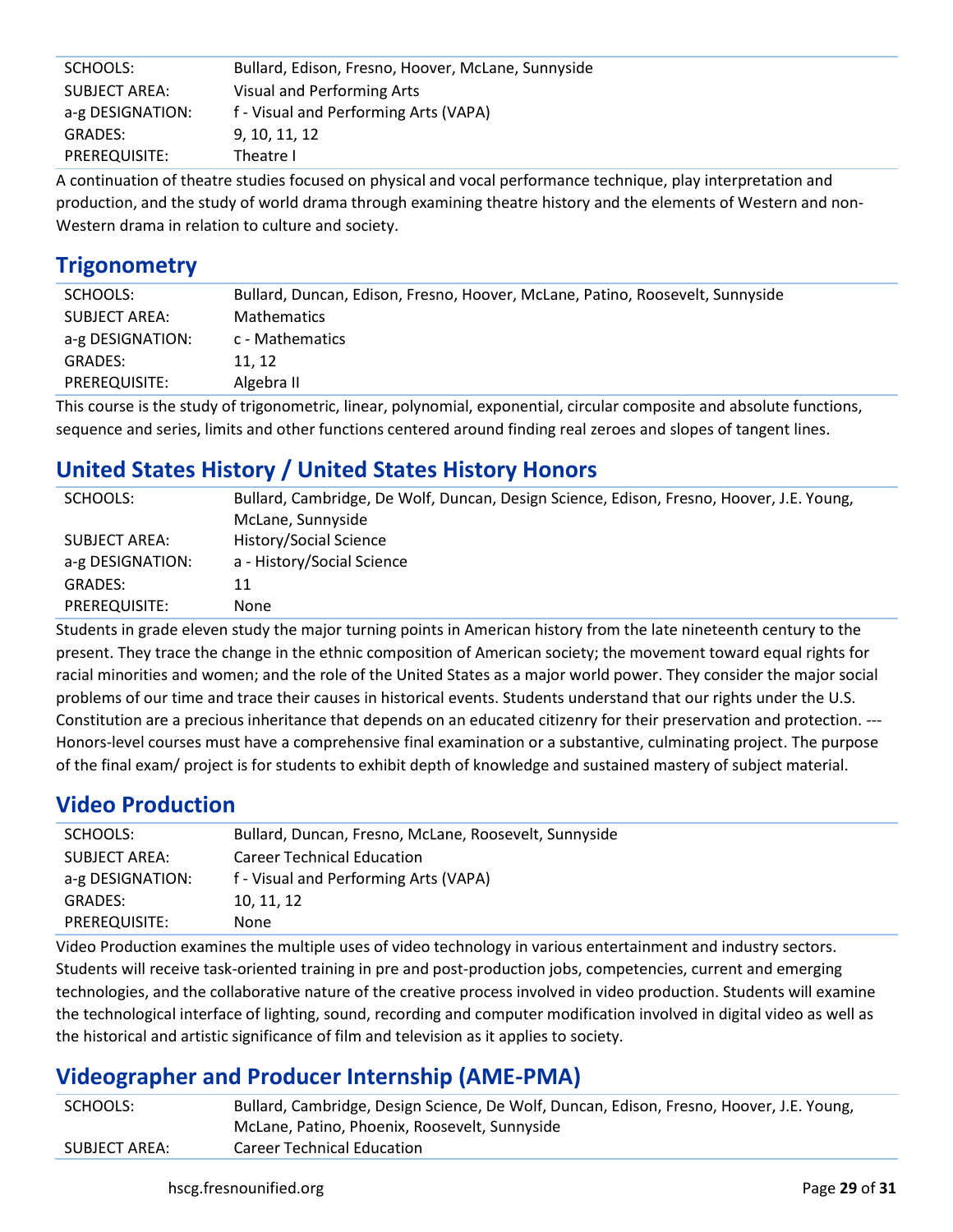| | |
|---|---|
| SCHOOLS: | Bullard, Edison, Fresno, Hoover, McLane, Sunnyside |
| SUBJECT AREA: | Visual and Performing Arts |
| a-g DESIGNATION: | f - Visual and Performing Arts (VAPA) |
| GRADES: | 9, 10, 11, 12 |
| PREREQUISITE: | Theatre I |

A continuation of theatre studies focused on physical and vocal performance technique, play interpretation and production, and the study of world drama through examining theatre history and the elements of Western and non-Western drama in relation to culture and society.

## Trigonometry

| | |
|---|---|
| SCHOOLS: | Bullard, Duncan, Edison, Fresno, Hoover, McLane, Patino, Roosevelt, Sunnyside |
| SUBJECT AREA: | Mathematics |
| a-g DESIGNATION: | c - Mathematics |
| GRADES: | 11, 12 |
| PREREQUISITE: | Algebra II |

This course is the study of trigonometric, linear, polynomial, exponential, circular composite and absolute functions, sequence and series, limits and other functions centered around finding real zeroes and slopes of tangent lines.

## United States History / United States History Honors

| | |
|---|---|
| SCHOOLS: | Bullard, Cambridge, De Wolf, Duncan, Design Science, Edison, Fresno, Hoover, J.E. Young, McLane, Sunnyside |
| SUBJECT AREA: | History/Social Science |
| a-g DESIGNATION: | a - History/Social Science |
| GRADES: | 11 |
| PREREQUISITE: | None |

Students in grade eleven study the major turning points in American history from the late nineteenth century to the present. They trace the change in the ethnic composition of American society; the movement toward equal rights for racial minorities and women; and the role of the United States as a major world power. They consider the major social problems of our time and trace their causes in historical events. Students understand that our rights under the U.S. Constitution are a precious inheritance that depends on an educated citizenry for their preservation and protection. --- Honors-level courses must have a comprehensive final examination or a substantive, culminating project. The purpose of the final exam/ project is for students to exhibit depth of knowledge and sustained mastery of subject material.

## Video Production

| | |
|---|---|
| SCHOOLS: | Bullard, Duncan, Fresno, McLane, Roosevelt, Sunnyside |
| SUBJECT AREA: | Career Technical Education |
| a-g DESIGNATION: | f - Visual and Performing Arts (VAPA) |
| GRADES: | 10, 11, 12 |
| PREREQUISITE: | None |

Video Production examines the multiple uses of video technology in various entertainment and industry sectors. Students will receive task-oriented training in pre and post-production jobs, competencies, current and emerging technologies, and the collaborative nature of the creative process involved in video production. Students will examine the technological interface of lighting, sound, recording and computer modification involved in digital video as well as the historical and artistic significance of film and television as it applies to society.

## Videographer and Producer Internship (AME-PMA)

| | |
|---|---|
| SCHOOLS: | Bullard, Cambridge, Design Science, De Wolf, Duncan, Edison, Fresno, Hoover, J.E. Young, McLane, Patino, Phoenix, Roosevelt, Sunnyside |
| SUBJECT AREA: | Career Technical Education |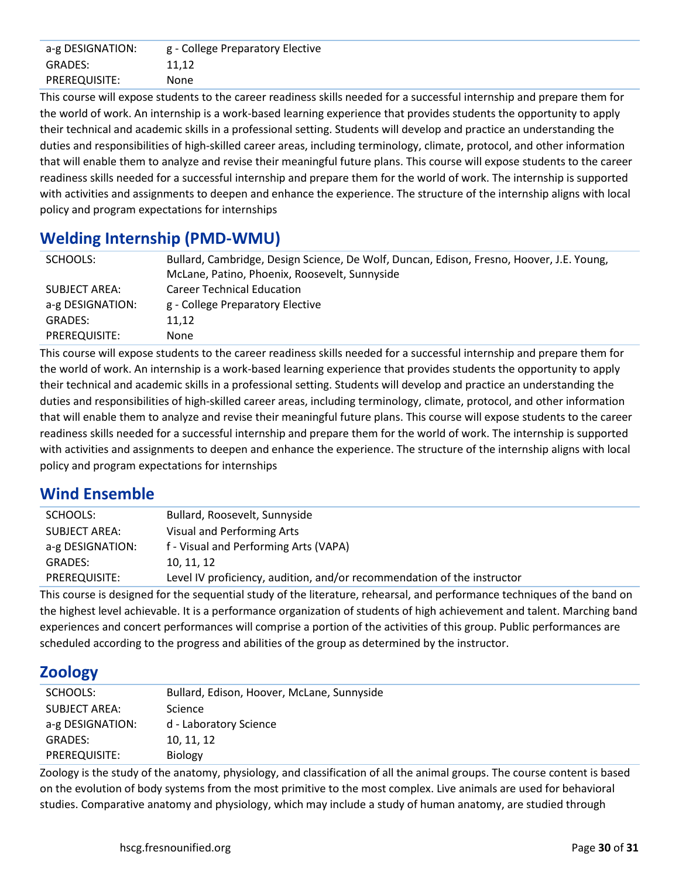| | |
|---|---|
| a-g DESIGNATION: | g - College Preparatory Elective |
| GRADES: | 11,12 |
| PREREQUISITE: | None |

This course will expose students to the career readiness skills needed for a successful internship and prepare them for the world of work. An internship is a work-based learning experience that provides students the opportunity to apply their technical and academic skills in a professional setting. Students will develop and practice an understanding the duties and responsibilities of high-skilled career areas, including terminology, climate, protocol, and other information that will enable them to analyze and revise their meaningful future plans. This course will expose students to the career readiness skills needed for a successful internship and prepare them for the world of work. The internship is supported with activities and assignments to deepen and enhance the experience. The structure of the internship aligns with local policy and program expectations for internships

## Welding Internship (PMD-WMU)

| | |
|---|---|
| SCHOOLS: | Bullard, Cambridge, Design Science, De Wolf, Duncan, Edison, Fresno, Hoover, J.E. Young, McLane, Patino, Phoenix, Roosevelt, Sunnyside |
| SUBJECT AREA: | Career Technical Education |
| a-g DESIGNATION: | g - College Preparatory Elective |
| GRADES: | 11,12 |
| PREREQUISITE: | None |

This course will expose students to the career readiness skills needed for a successful internship and prepare them for the world of work. An internship is a work-based learning experience that provides students the opportunity to apply their technical and academic skills in a professional setting. Students will develop and practice an understanding the duties and responsibilities of high-skilled career areas, including terminology, climate, protocol, and other information that will enable them to analyze and revise their meaningful future plans. This course will expose students to the career readiness skills needed for a successful internship and prepare them for the world of work. The internship is supported with activities and assignments to deepen and enhance the experience. The structure of the internship aligns with local policy and program expectations for internships

## Wind Ensemble

| | |
|---|---|
| SCHOOLS: | Bullard, Roosevelt, Sunnyside |
| SUBJECT AREA: | Visual and Performing Arts |
| a-g DESIGNATION: | f - Visual and Performing Arts (VAPA) |
| GRADES: | 10, 11, 12 |
| PREREQUISITE: | Level IV proficiency, audition, and/or recommendation of the instructor |

This course is designed for the sequential study of the literature, rehearsal, and performance techniques of the band on the highest level achievable. It is a performance organization of students of high achievement and talent. Marching band experiences and concert performances will comprise a portion of the activities of this group. Public performances are scheduled according to the progress and abilities of the group as determined by the instructor.

## Zoology

| | |
|---|---|
| SCHOOLS: | Bullard, Edison, Hoover, McLane, Sunnyside |
| SUBJECT AREA: | Science |
| a-g DESIGNATION: | d - Laboratory Science |
| GRADES: | 10, 11, 12 |
| PREREQUISITE: | Biology |

Zoology is the study of the anatomy, physiology, and classification of all the animal groups. The course content is based on the evolution of body systems from the most primitive to the most complex. Live animals are used for behavioral studies. Comparative anatomy and physiology, which may include a study of human anatomy, are studied through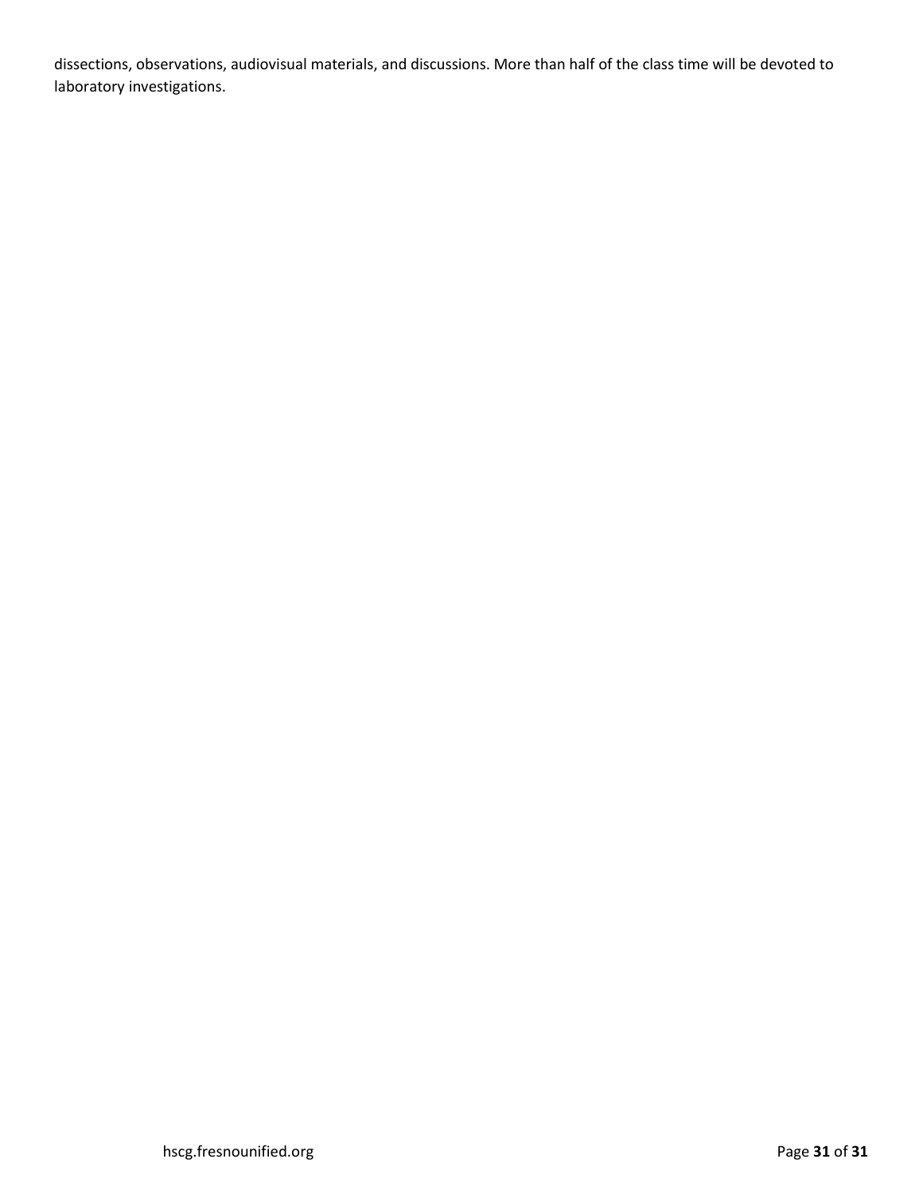dissections, observations, audiovisual materials, and discussions. More than half of the class time will be devoted to laboratory investigations.